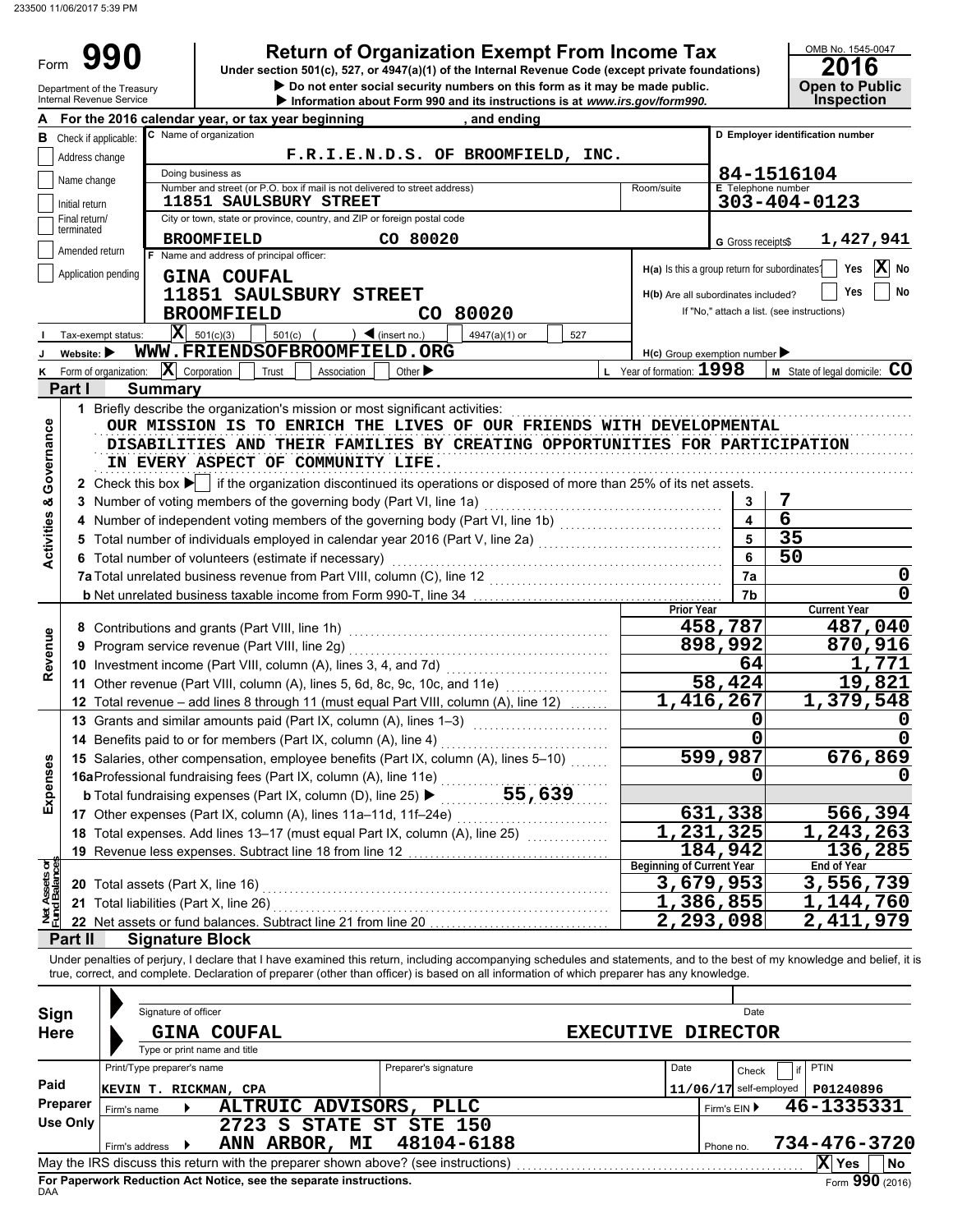233500 11/06/2017 5:39 PM

# Form 990 — Return of Organization Exempt From Income Tax

Under section 501(c), 527, or 4947(a)(1) of the Internal Revenue Code (except private foundations)

▶ Do not enter social security numbers on this form as it may be made public.

▶ Information about Form 990 and its instructions is at *www.irs.gov/form990*.

Department of the Treasury
Internal Revenue Service

OMB No. 1545-0047

**2016**

**Open to Public Inspection**

**A** For the 2016 calendar year, or tax year beginning , and ending

**B** Check if applicable:
- Address change
- Name change
- Initial return
- Final return/terminated
- Amended return
- Application pending

**C** Name of organization: F.R.I.E.N.D.S. OF BROOMFIELD, INC.

Doing business as

Number and street (or P.O. box if mail is not delivered to street address): 11851 SAULSBURY STREET — Room/suite

City or town, state or province, country, and ZIP or foreign postal code: BROOMFIELD CO 80020

**D** Employer identification number: 84-1516104

**E** Telephone number: 303-404-0123

**G** Gross receipts $ 1,427,941

**F** Name and address of principal officer:
GINA COUFAL
11851 SAULSBURY STREET
BROOMFIELD CO 80020

H(a) Is this a group return for subordinates? Yes [ ] No [X]

H(b) Are all subordinates included? Yes [ ] No [ ]
If "No," attach a list. (see instructions)

**I** Tax-exempt status: [X] 501(c)(3) [ ] 501(c) ( ) ◀ (insert no.) [ ] 4947(a)(1) or [ ] 527

**J** Website: ▶ WWW.FRIENDSOFBROOMFIELD.ORG

H(c) Group exemption number ▶

**K** Form of organization: [X] Corporation [ ] Trust [ ] Association [ ] Other ▶

**L** Year of formation: 1998

**M** State of legal domicile: CO

## Part I Summary

**Activities & Governance**

1 Briefly describe the organization's mission or most significant activities:
OUR MISSION IS TO ENRICH THE LIVES OF OUR FRIENDS WITH DEVELOPMENTAL DISABILITIES AND THEIR FAMILIES BY CREATING OPPORTUNITIES FOR PARTICIPATION IN EVERY ASPECT OF COMMUNITY LIFE.

2 Check this box ▶ [ ] if the organization discontinued its operations or disposed of more than 25% of its net assets.

| | | Line | Value |
|---|---|---|---|
| 3 | Number of voting members of the governing body (Part VI, line 1a) | 3 | 7 |
| 4 | Number of independent voting members of the governing body (Part VI, line 1b) | 4 | 6 |
| 5 | Total number of individuals employed in calendar year 2016 (Part V, line 2a) | 5 | 35 |
| 6 | Total number of volunteers (estimate if necessary) | 6 | 50 |
| 7a | Total unrelated business revenue from Part VIII, column (C), line 12 | 7a | 0 |
| b | Net unrelated business taxable income from Form 990-T, line 34 | 7b | 0 |

| | | Prior Year | Current Year |
|---|---|---|---|
| **Revenue** | | | |
| 8 | Contributions and grants (Part VIII, line 1h) | 458,787 | 487,040 |
| 9 | Program service revenue (Part VIII, line 2g) | 898,992 | 870,916 |
| 10 | Investment income (Part VIII, column (A), lines 3, 4, and 7d) | 64 | 1,771 |
| 11 | Other revenue (Part VIII, column (A), lines 5, 6d, 8c, 9c, 10c, and 11e) | 58,424 | 19,821 |
| 12 | Total revenue – add lines 8 through 11 (must equal Part VIII, column (A), line 12) | 1,416,267 | 1,379,548 |
| **Expenses** | | | |
| 13 | Grants and similar amounts paid (Part IX, column (A), lines 1–3) | 0 | 0 |
| 14 | Benefits paid to or for members (Part IX, column (A), line 4) | 0 | 0 |
| 15 | Salaries, other compensation, employee benefits (Part IX, column (A), lines 5–10) | 599,987 | 676,869 |
| 16a | Professional fundraising fees (Part IX, column (A), line 11e) | 0 | 0 |
| b | Total fundraising expenses (Part IX, column (D), line 25) ▶ 55,639 | | |
| 17 | Other expenses (Part IX, column (A), lines 11a–11d, 11f–24e) | 631,338 | 566,394 |
| 18 | Total expenses. Add lines 13–17 (must equal Part IX, column (A), line 25) | 1,231,325 | 1,243,263 |
| 19 | Revenue less expenses. Subtract line 18 from line 12 | 184,942 | 136,285 |

| **Net Assets or Fund Balances** | | Beginning of Current Year | End of Year |
|---|---|---|---|
| 20 | Total assets (Part X, line 16) | 3,679,953 | 3,556,739 |
| 21 | Total liabilities (Part X, line 26) | 1,386,855 | 1,144,760 |
| 22 | Net assets or fund balances. Subtract line 21 from line 20 | 2,293,098 | 2,411,979 |

## Part II Signature Block

Under penalties of perjury, I declare that I have examined this return, including accompanying schedules and statements, and to the best of my knowledge and belief, it is true, correct, and complete. Declaration of preparer (other than officer) is based on all information of which preparer has any knowledge.

**Sign Here**

Signature of officer — Date

GINA COUFAL — EXECUTIVE DIRECTOR

Type or print name and title

**Paid Preparer Use Only**

| Print/Type preparer's name | Preparer's signature | Date | Check [ ] if self-employed | PTIN |
|---|---|---|---|---|
| KEVIN T. RICKMAN, CPA | | 11/06/17 | | P01240896 |

Firm's name ▶ ALTRUIC ADVISORS, PLLC — Firm's EIN ▶ 46-1335331

Firm's address ▶ 2723 S STATE ST STE 150, ANN ARBOR, MI 48104-6188 — Phone no. 734-476-3720

May the IRS discuss this return with the preparer shown above? (see instructions) [X] Yes [ ] No

**For Paperwork Reduction Act Notice, see the separate instructions.**

DAA

Form **990** (2016)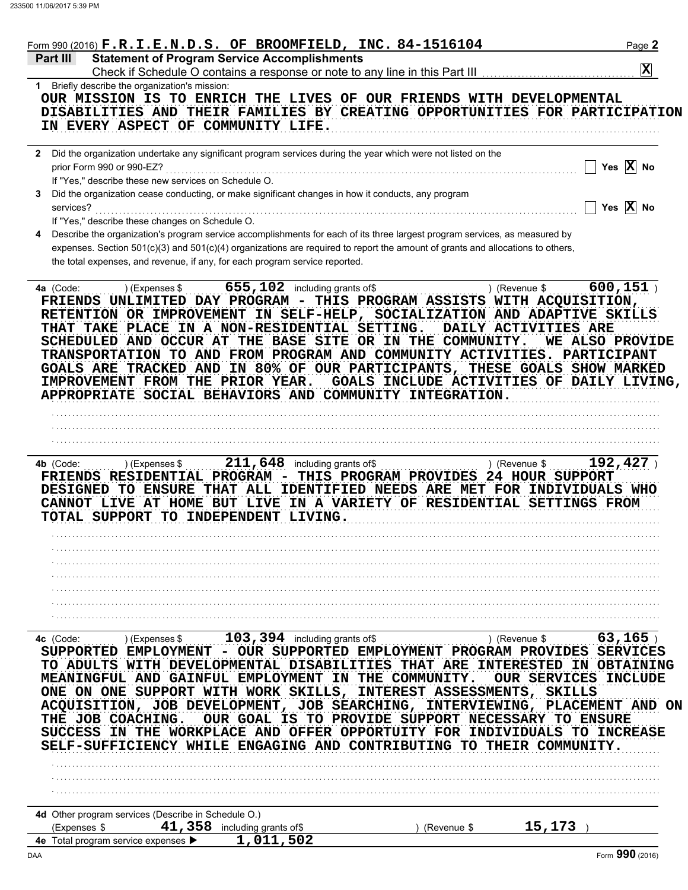Form 990 (2016) **F.R.I.E.N.D.S. OF BROOMFIELD, INC. 84-1516104** Page **2**

## Part III Statement of Program Service Accomplishments

Check if Schedule O contains a response or note to any line in this Part III .................................... **X**

**1** Briefly describe the organization's mission:

OUR MISSION IS TO ENRICH THE LIVES OF OUR FRIENDS WITH DEVELOPMENTAL DISABILITIES AND THEIR FAMILIES BY CREATING OPPORTUNITIES FOR PARTICIPATION IN EVERY ASPECT OF COMMUNITY LIFE.

**2** Did the organization undertake any significant program services during the year which were not listed on the prior Form 990 or 990-EZ? ..................... Yes **X** No

If "Yes," describe these new services on Schedule O.

**3** Did the organization cease conducting, or make significant changes in how it conducts, any program services? ..................... Yes **X** No

If "Yes," describe these changes on Schedule O.

**4** Describe the organization's program service accomplishments for each of its three largest program services, as measured by expenses. Section 501(c)(3) and 501(c)(4) organizations are required to report the amount of grants and allocations to others, the total expenses, and revenue, if any, for each program service reported.

**4a** (Code: ) (Expenses $ 655,102 including grants of$ ) (Revenue $ 600,151 )

FRIENDS UNLIMITED DAY PROGRAM - THIS PROGRAM ASSISTS WITH ACQUISITION, RETENTION OR IMPROVEMENT IN SELF-HELP, SOCIALIZATION AND ADAPTIVE SKILLS THAT TAKE PLACE IN A NON-RESIDENTIAL SETTING. DAILY ACTIVITIES ARE SCHEDULED AND OCCUR AT THE BASE SITE OR IN THE COMMUNITY. WE ALSO PROVIDE TRANSPORTATION TO AND FROM PROGRAM AND COMMUNITY ACTIVITIES. PARTICIPANT GOALS ARE TRACKED AND IN 80% OF OUR PARTICIPANTS, THESE GOALS SHOW MARKED IMPROVEMENT FROM THE PRIOR YEAR. GOALS INCLUDE ACTIVITIES OF DAILY LIVING, APPROPRIATE SOCIAL BEHAVIORS AND COMMUNITY INTEGRATION.

**4b** (Code: ) (Expenses $ 211,648 including grants of$ ) (Revenue $ 192,427 )

FRIENDS RESIDENTIAL PROGRAM - THIS PROGRAM PROVIDES 24 HOUR SUPPORT DESIGNED TO ENSURE THAT ALL IDENTIFIED NEEDS ARE MET FOR INDIVIDUALS WHO CANNOT LIVE AT HOME BUT LIVE IN A VARIETY OF RESIDENTIAL SETTINGS FROM TOTAL SUPPORT TO INDEPENDENT LIVING.

**4c** (Code: ) (Expenses $ 103,394 including grants of$ ) (Revenue $ 63,165 )

SUPPORTED EMPLOYMENT - OUR SUPPORTED EMPLOYMENT PROGRAM PROVIDES SERVICES TO ADULTS WITH DEVELOPMENTAL DISABILITIES THAT ARE INTERESTED IN OBTAINING MEANINGFUL AND GAINFUL EMPLOYMENT IN THE COMMUNITY. OUR SERVICES INCLUDE ONE ON ONE SUPPORT WITH WORK SKILLS, INTEREST ASSESSMENTS, SKILLS ACQUISITION, JOB DEVELOPMENT, JOB SEARCHING, INTERVIEWING, PLACEMENT AND ON THE JOB COACHING. OUR GOAL IS TO PROVIDE SUPPORT NECESSARY TO ENSURE SUCCESS IN THE WORKPLACE AND OFFER OPPORTUITY FOR INDIVIDUALS TO INCREASE SELF-SUFFICIENCY WHILE ENGAGING AND CONTRIBUTING TO THEIR COMMUNITY.

**4d** Other program services (Describe in Schedule O.)
(Expenses $ 41,358 including grants of$ ) (Revenue $ 15,173 )

**4e** Total program service expenses ▶ 1,011,502

DAA Form **990** (2016)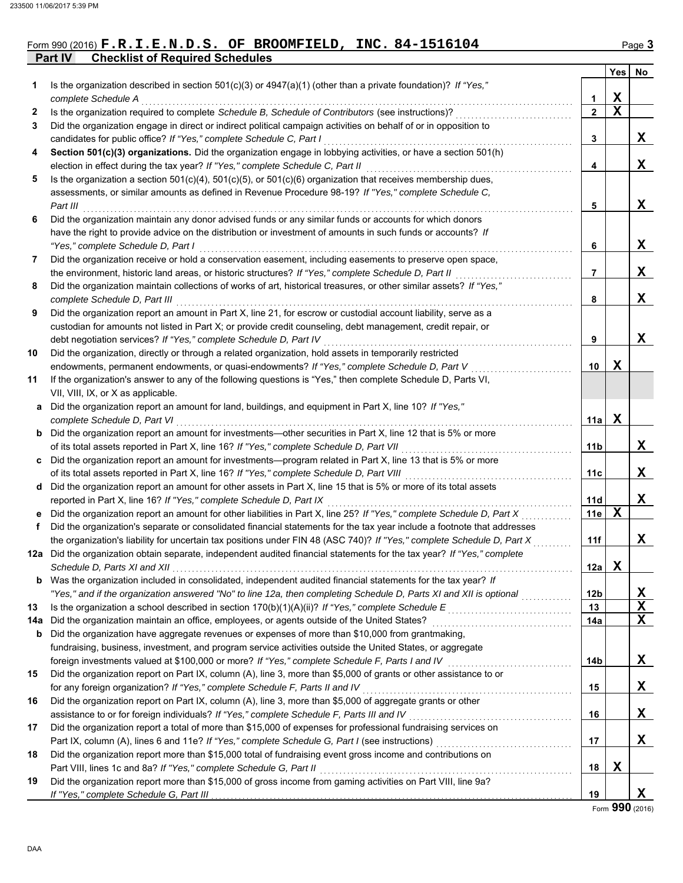Form 990 (2016) **F.R.I.E.N.D.S. OF BROOMFIELD, INC. 84-1516104**

## Part IV Checklist of Required Schedules

| | | | Yes | No |
|---|---|---|---|---|
| 1 | Is the organization described in section 501(c)(3) or 4947(a)(1) (other than a private foundation)? *If "Yes," complete Schedule A* | 1 | X | |
| 2 | Is the organization required to complete *Schedule B, Schedule of Contributors* (see instructions)? | 2 | X | |
| 3 | Did the organization engage in direct or indirect political campaign activities on behalf of or in opposition to candidates for public office? *If "Yes," complete Schedule C, Part I* | 3 | | X |
| 4 | **Section 501(c)(3) organizations.** Did the organization engage in lobbying activities, or have a section 501(h) election in effect during the tax year? *If "Yes," complete Schedule C, Part II* | 4 | | X |
| 5 | Is the organization a section 501(c)(4), 501(c)(5), or 501(c)(6) organization that receives membership dues, assessments, or similar amounts as defined in Revenue Procedure 98-19? *If "Yes," complete Schedule C, Part III* | 5 | | X |
| 6 | Did the organization maintain any donor advised funds or any similar funds or accounts for which donors have the right to provide advice on the distribution or investment of amounts in such funds or accounts? *If "Yes," complete Schedule D, Part I* | 6 | | X |
| 7 | Did the organization receive or hold a conservation easement, including easements to preserve open space, the environment, historic land areas, or historic structures? *If "Yes," complete Schedule D, Part II* | 7 | | X |
| 8 | Did the organization maintain collections of works of art, historical treasures, or other similar assets? *If "Yes," complete Schedule D, Part III* | 8 | | X |
| 9 | Did the organization report an amount in Part X, line 21, for escrow or custodial account liability, serve as a custodian for amounts not listed in Part X; or provide credit counseling, debt management, credit repair, or debt negotiation services? *If "Yes," complete Schedule D, Part IV* | 9 | | X |
| 10 | Did the organization, directly or through a related organization, hold assets in temporarily restricted endowments, permanent endowments, or quasi-endowments? *If "Yes," complete Schedule D, Part V* | 10 | X | |
| 11 | If the organization's answer to any of the following questions is "Yes," then complete Schedule D, Parts VI, VII, VIII, IX, or X as applicable. | | | |
| a | Did the organization report an amount for land, buildings, and equipment in Part X, line 10? *If "Yes," complete Schedule D, Part VI* | 11a | X | |
| b | Did the organization report an amount for investments—other securities in Part X, line 12 that is 5% or more of its total assets reported in Part X, line 16? *If "Yes," complete Schedule D, Part VII* | 11b | | X |
| c | Did the organization report an amount for investments—program related in Part X, line 13 that is 5% or more of its total assets reported in Part X, line 16? *If "Yes," complete Schedule D, Part VIII* | 11c | | X |
| d | Did the organization report an amount for other assets in Part X, line 15 that is 5% or more of its total assets reported in Part X, line 16? *If "Yes," complete Schedule D, Part IX* | 11d | | X |
| e | Did the organization report an amount for other liabilities in Part X, line 25? *If "Yes," complete Schedule D, Part X* | 11e | X | |
| f | Did the organization's separate or consolidated financial statements for the tax year include a footnote that addresses the organization's liability for uncertain tax positions under FIN 48 (ASC 740)? *If "Yes," complete Schedule D, Part X* | 11f | | X |
| 12a | Did the organization obtain separate, independent audited financial statements for the tax year? *If "Yes," complete Schedule D, Parts XI and XII* | 12a | X | |
| b | Was the organization included in consolidated, independent audited financial statements for the tax year? *If "Yes," and if the organization answered "No" to line 12a, then completing Schedule D, Parts XI and XII is optional* | 12b | | X |
| 13 | Is the organization a school described in section 170(b)(1)(A)(ii)? *If "Yes," complete Schedule E* | 13 | | X |
| 14a | Did the organization maintain an office, employees, or agents outside of the United States? | 14a | | X |
| b | Did the organization have aggregate revenues or expenses of more than $10,000 from grantmaking, fundraising, business, investment, and program service activities outside the United States, or aggregate foreign investments valued at $100,000 or more? *If "Yes," complete Schedule F, Parts I and IV* | 14b | | X |
| 15 | Did the organization report on Part IX, column (A), line 3, more than $5,000 of grants or other assistance to or for any foreign organization? *If "Yes," complete Schedule F, Parts II and IV* | 15 | | X |
| 16 | Did the organization report on Part IX, column (A), line 3, more than $5,000 of aggregate grants or other assistance to or for foreign individuals? *If "Yes," complete Schedule F, Parts III and IV* | 16 | | X |
| 17 | Did the organization report a total of more than $15,000 of expenses for professional fundraising services on Part IX, column (A), lines 6 and 11e? *If "Yes," complete Schedule G, Part I* (see instructions) | 17 | | X |
| 18 | Did the organization report more than $15,000 total of fundraising event gross income and contributions on Part VIII, lines 1c and 8a? *If "Yes," complete Schedule G, Part II* | 18 | X | |
| 19 | Did the organization report more than $15,000 of gross income from gaming activities on Part VIII, line 9a? *If "Yes," complete Schedule G, Part III* | 19 | | X |

Form **990** (2016)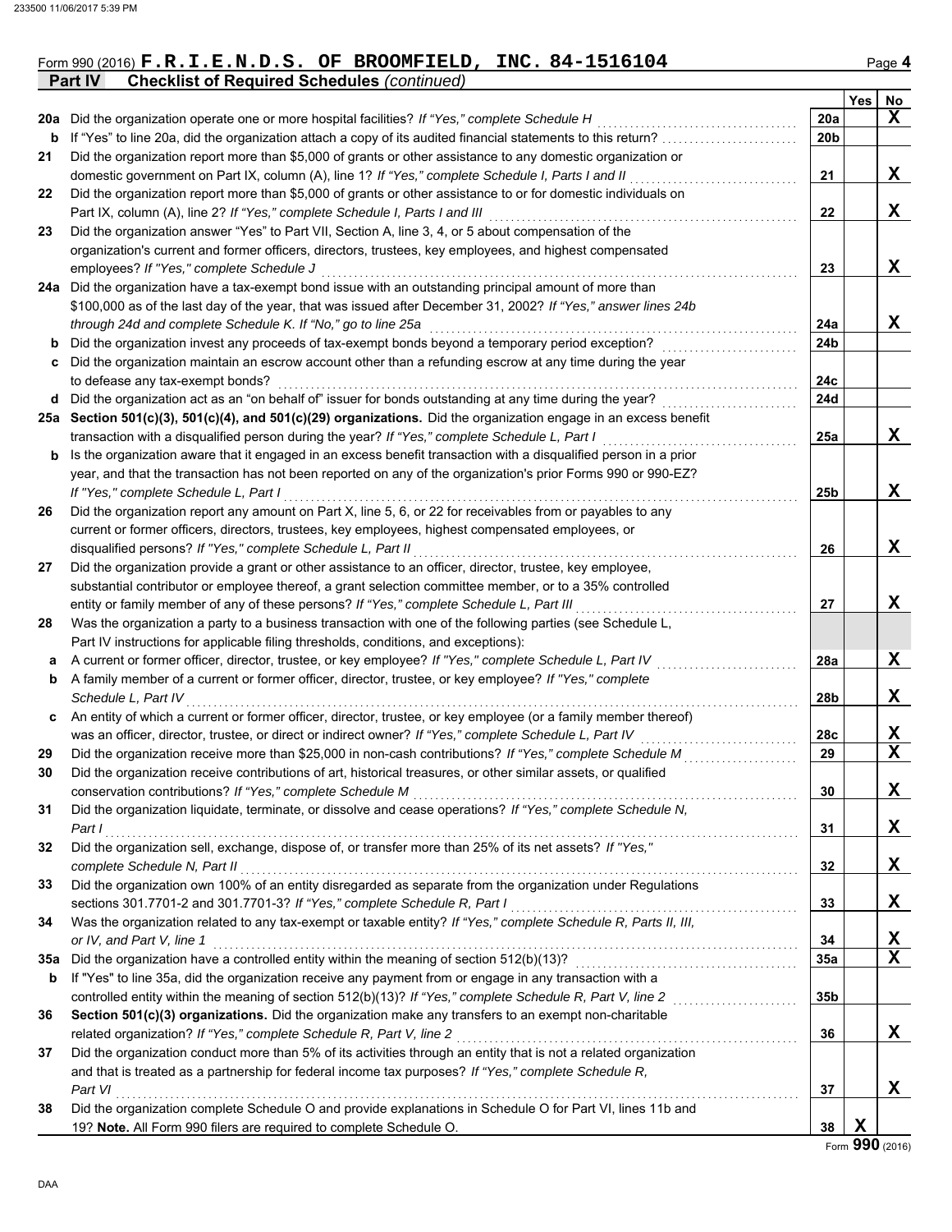Form 990 (2016) **F.R.I.E.N.D.S. OF BROOMFIELD, INC. 84-1516104** Page **4**

## Part IV Checklist of Required Schedules *(continued)*

| | | | Yes | No |
|---|---|---|---|---|
| **20a** | Did the organization operate one or more hospital facilities? *If "Yes," complete Schedule H* | **20a** | | **X** |
| **b** | If "Yes" to line 20a, did the organization attach a copy of its audited financial statements to this return? | **20b** | | |
| **21** | Did the organization report more than $5,000 of grants or other assistance to any domestic organization or domestic government on Part IX, column (A), line 1? *If "Yes," complete Schedule I, Parts I and II* | **21** | | **X** |
| **22** | Did the organization report more than $5,000 of grants or other assistance to or for domestic individuals on Part IX, column (A), line 2? *If "Yes," complete Schedule I, Parts I and III* | **22** | | **X** |
| **23** | Did the organization answer "Yes" to Part VII, Section A, line 3, 4, or 5 about compensation of the organization's current and former officers, directors, trustees, key employees, and highest compensated employees? *If "Yes," complete Schedule J* | **23** | | **X** |
| **24a** | Did the organization have a tax-exempt bond issue with an outstanding principal amount of more than $100,000 as of the last day of the year, that was issued after December 31, 2002? *If "Yes," answer lines 24b through 24d and complete Schedule K. If "No," go to line 25a* | **24a** | | **X** |
| **b** | Did the organization invest any proceeds of tax-exempt bonds beyond a temporary period exception? | **24b** | | |
| **c** | Did the organization maintain an escrow account other than a refunding escrow at any time during the year to defease any tax-exempt bonds? | **24c** | | |
| **d** | Did the organization act as an "on behalf of" issuer for bonds outstanding at any time during the year? | **24d** | | |
| **25a** | **Section 501(c)(3), 501(c)(4), and 501(c)(29) organizations.** Did the organization engage in an excess benefit transaction with a disqualified person during the year? *If "Yes," complete Schedule L, Part I* | **25a** | | **X** |
| **b** | Is the organization aware that it engaged in an excess benefit transaction with a disqualified person in a prior year, and that the transaction has not been reported on any of the organization's prior Forms 990 or 990-EZ? *If "Yes," complete Schedule L, Part I* | **25b** | | **X** |
| **26** | Did the organization report any amount on Part X, line 5, 6, or 22 for receivables from or payables to any current or former officers, directors, trustees, key employees, highest compensated employees, or disqualified persons? *If "Yes," complete Schedule L, Part II* | **26** | | **X** |
| **27** | Did the organization provide a grant or other assistance to an officer, director, trustee, key employee, substantial contributor or employee thereof, a grant selection committee member, or to a 35% controlled entity or family member of any of these persons? *If "Yes," complete Schedule L, Part III* | **27** | | **X** |
| **28** | Was the organization a party to a business transaction with one of the following parties (see Schedule L, Part IV instructions for applicable filing thresholds, conditions, and exceptions): | | | |
| **a** | A current or former officer, director, trustee, or key employee? *If "Yes," complete Schedule L, Part IV* | **28a** | | **X** |
| **b** | A family member of a current or former officer, director, trustee, or key employee? *If "Yes," complete Schedule L, Part IV* | **28b** | | **X** |
| **c** | An entity of which a current or former officer, director, trustee, or key employee (or a family member thereof) was an officer, director, trustee, or direct or indirect owner? *If "Yes," complete Schedule L, Part IV* | **28c** | | **X** |
| **29** | Did the organization receive more than $25,000 in non-cash contributions? *If "Yes," complete Schedule M* | **29** | | **X** |
| **30** | Did the organization receive contributions of art, historical treasures, or other similar assets, or qualified conservation contributions? *If "Yes," complete Schedule M* | **30** | | **X** |
| **31** | Did the organization liquidate, terminate, or dissolve and cease operations? *If "Yes," complete Schedule N, Part I* | **31** | | **X** |
| **32** | Did the organization sell, exchange, dispose of, or transfer more than 25% of its net assets? *If "Yes," complete Schedule N, Part II* | **32** | | **X** |
| **33** | Did the organization own 100% of an entity disregarded as separate from the organization under Regulations sections 301.7701-2 and 301.7701-3? *If "Yes," complete Schedule R, Part I* | **33** | | **X** |
| **34** | Was the organization related to any tax-exempt or taxable entity? *If "Yes," complete Schedule R, Parts II, III, or IV, and Part V, line 1* | **34** | | **X** |
| **35a** | Did the organization have a controlled entity within the meaning of section 512(b)(13)? | **35a** | | **X** |
| **b** | If "Yes" to line 35a, did the organization receive any payment from or engage in any transaction with a controlled entity within the meaning of section 512(b)(13)? *If "Yes," complete Schedule R, Part V, line 2* | **35b** | | |
| **36** | **Section 501(c)(3) organizations.** Did the organization make any transfers to an exempt non-charitable related organization? *If "Yes," complete Schedule R, Part V, line 2* | **36** | | **X** |
| **37** | Did the organization conduct more than 5% of its activities through an entity that is not a related organization and that is treated as a partnership for federal income tax purposes? *If "Yes," complete Schedule R, Part VI* | **37** | | **X** |
| **38** | Did the organization complete Schedule O and provide explanations in Schedule O for Part VI, lines 11b and 19? **Note.** All Form 990 filers are required to complete Schedule O. | **38** | **X** | |

Form **990** (2016)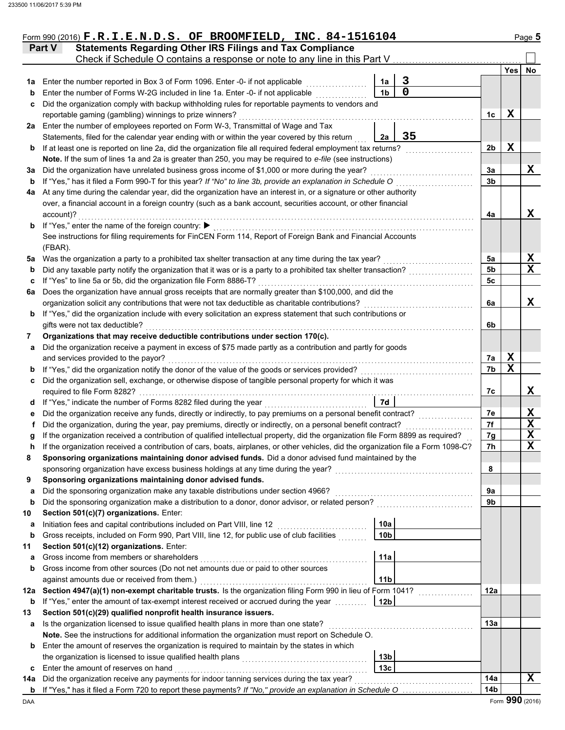Form 990 (2016) **F.R.I.E.N.D.S. OF BROOMFIELD, INC. 84-1516104**

## Part V Statements Regarding Other IRS Filings and Tax Compliance

Check if Schedule O contains a response or note to any line in this Part V ☐

| | | | | | Yes | No |
|---|---|---|---|---|---|---|
| **1a** | Enter the number reported in Box 3 of Form 1096. Enter -0- if not applicable | 1a | 3 | | | |
| **b** | Enter the number of Forms W-2G included in line 1a. Enter -0- if not applicable | 1b | 0 | | | |
| **c** | Did the organization comply with backup withholding rules for reportable payments to vendors and reportable gaming (gambling) winnings to prize winners? | | | 1c | X | |
| **2a** | Enter the number of employees reported on Form W-3, Transmittal of Wage and Tax Statements, filed for the calendar year ending with or within the year covered by this return | 2a | 35 | | | |
| **b** | If at least one is reported on line 2a, did the organization file all required federal employment tax returns? | | | 2b | X | |
| | **Note.** If the sum of lines 1a and 2a is greater than 250, you may be required to *e-file* (see instructions) | | | | | |
| **3a** | Did the organization have unrelated business gross income of $1,000 or more during the year? | | | 3a | | X |
| **b** | If "Yes," has it filed a Form 990-T for this year? *If "No" to line 3b, provide an explanation in Schedule O* | | | 3b | | |
| **4a** | At any time during the calendar year, did the organization have an interest in, or a signature or other authority over, a financial account in a foreign country (such as a bank account, securities account, or other financial account)? | | | 4a | | X |
| **b** | If "Yes," enter the name of the foreign country: ▶ | | | | | |
| | See instructions for filing requirements for FinCEN Form 114, Report of Foreign Bank and Financial Accounts (FBAR). | | | | | |
| **5a** | Was the organization a party to a prohibited tax shelter transaction at any time during the tax year? | | | 5a | | X |
| **b** | Did any taxable party notify the organization that it was or is a party to a prohibited tax shelter transaction? | | | 5b | | X |
| **c** | If "Yes" to line 5a or 5b, did the organization file Form 8886-T? | | | 5c | | |
| **6a** | Does the organization have annual gross receipts that are normally greater than $100,000, and did the organization solicit any contributions that were not tax deductible as charitable contributions? | | | 6a | | X |
| **b** | If "Yes," did the organization include with every solicitation an express statement that such contributions or gifts were not tax deductible? | | | 6b | | |
| **7** | **Organizations that may receive deductible contributions under section 170(c).** | | | | | |
| **a** | Did the organization receive a payment in excess of $75 made partly as a contribution and partly for goods and services provided to the payor? | | | 7a | X | |
| **b** | If "Yes," did the organization notify the donor of the value of the goods or services provided? | | | 7b | X | |
| **c** | Did the organization sell, exchange, or otherwise dispose of tangible personal property for which it was required to file Form 8282? | | | 7c | | X |
| **d** | If "Yes," indicate the number of Forms 8282 filed during the year | 7d | | | | |
| **e** | Did the organization receive any funds, directly or indirectly, to pay premiums on a personal benefit contract? | | | 7e | | X |
| **f** | Did the organization, during the year, pay premiums, directly or indirectly, on a personal benefit contract? | | | 7f | | X |
| **g** | If the organization received a contribution of qualified intellectual property, did the organization file Form 8899 as required? | | | 7g | | X |
| **h** | If the organization received a contribution of cars, boats, airplanes, or other vehicles, did the organization file a Form 1098-C? | | | 7h | | X |
| **8** | **Sponsoring organizations maintaining donor advised funds.** Did a donor advised fund maintained by the sponsoring organization have excess business holdings at any time during the year? | | | 8 | | |
| **9** | **Sponsoring organizations maintaining donor advised funds.** | | | | | |
| **a** | Did the sponsoring organization make any taxable distributions under section 4966? | | | 9a | | |
| **b** | Did the sponsoring organization make a distribution to a donor, donor advisor, or related person? | | | 9b | | |
| **10** | **Section 501(c)(7) organizations.** Enter: | | | | | |
| **a** | Initiation fees and capital contributions included on Part VIII, line 12 | 10a | | | | |
| **b** | Gross receipts, included on Form 990, Part VIII, line 12, for public use of club facilities | 10b | | | | |
| **11** | **Section 501(c)(12) organizations.** Enter: | | | | | |
| **a** | Gross income from members or shareholders | 11a | | | | |
| **b** | Gross income from other sources (Do not net amounts due or paid to other sources against amounts due or received from them.) | 11b | | | | |
| **12a** | **Section 4947(a)(1) non-exempt charitable trusts.** Is the organization filing Form 990 in lieu of Form 1041? | | | 12a | | |
| **b** | If "Yes," enter the amount of tax-exempt interest received or accrued during the year | 12b | | | | |
| **13** | **Section 501(c)(29) qualified nonprofit health insurance issuers.** | | | | | |
| **a** | Is the organization licensed to issue qualified health plans in more than one state? | | | 13a | | |
| | **Note.** See the instructions for additional information the organization must report on Schedule O. | | | | | |
| **b** | Enter the amount of reserves the organization is required to maintain by the states in which the organization is licensed to issue qualified health plans | 13b | | | | |
| **c** | Enter the amount of reserves on hand | 13c | | | | |
| **14a** | Did the organization receive any payments for indoor tanning services during the tax year? | | | 14a | | X |
| **b** | If "Yes," has it filed a Form 720 to report these payments? *If "No," provide an explanation in Schedule O* | | | 14b | | |

Form **990** (2016)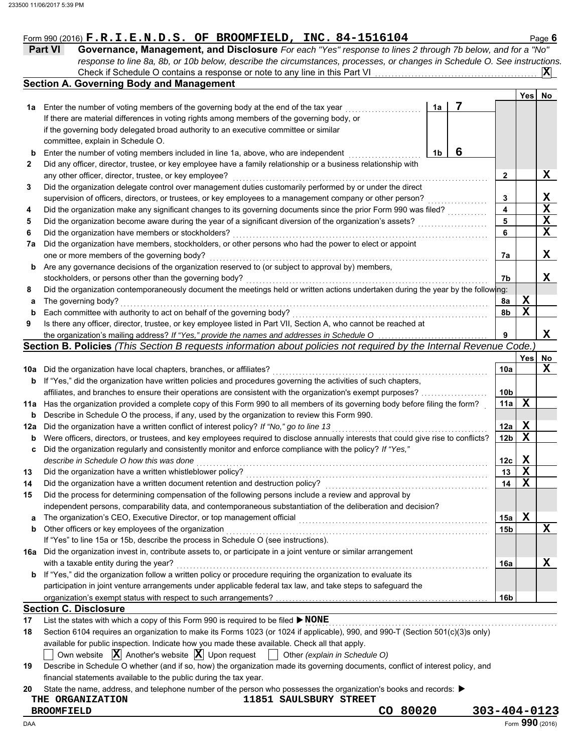Form 990 (2016) **F.R.I.E.N.D.S. OF BROOMFIELD, INC. 84-1516104** Page **6**

**Part VI — Governance, Management, and Disclosure** *For each "Yes" response to lines 2 through 7b below, and for a "No" response to line 8a, 8b, or 10b below, describe the circumstances, processes, or changes in Schedule O. See instructions.*

Check if Schedule O contains a response or note to any line in this Part VI . . . . . . . . . . [X]

## Section A. Governing Body and Management

| | | | | Yes | No |
|---|---|---|---|---|---|
| **1a** | Enter the number of voting members of the governing body at the end of the tax year | 1a | 7 | | |
| | If there are material differences in voting rights among members of the governing body, or if the governing body delegated broad authority to an executive committee or similar committee, explain in Schedule O. | | | | |
| **b** | Enter the number of voting members included in line 1a, above, who are independent | 1b | 6 | | |
| **2** | Did any officer, director, trustee, or key employee have a family relationship or a business relationship with any other officer, director, trustee, or key employee? | 2 | | | X |
| **3** | Did the organization delegate control over management duties customarily performed by or under the direct supervision of officers, directors, or trustees, or key employees to a management company or other person? | 3 | | | X |
| **4** | Did the organization make any significant changes to its governing documents since the prior Form 990 was filed? | 4 | | | X |
| **5** | Did the organization become aware during the year of a significant diversion of the organization's assets? | 5 | | | X |
| **6** | Did the organization have members or stockholders? | 6 | | | X |
| **7a** | Did the organization have members, stockholders, or other persons who had the power to elect or appoint one or more members of the governing body? | 7a | | | X |
| **b** | Are any governance decisions of the organization reserved to (or subject to approval by) members, stockholders, or persons other than the governing body? | 7b | | | X |
| **8** | Did the organization contemporaneously document the meetings held or written actions undertaken during the year by the following: | | | | |
| **a** | The governing body? | 8a | | X | |
| **b** | Each committee with authority to act on behalf of the governing body? | 8b | | X | |
| **9** | Is there any officer, director, trustee, or key employee listed in Part VII, Section A, who cannot be reached at the organization's mailing address? *If "Yes," provide the names and addresses in Schedule O* | 9 | | | X |

## Section B. Policies *(This Section B requests information about policies not required by the Internal Revenue Code.)*

| | | | Yes | No |
|---|---|---|---|---|
| **10a** | Did the organization have local chapters, branches, or affiliates? | 10a | | X |
| **b** | If "Yes," did the organization have written policies and procedures governing the activities of such chapters, affiliates, and branches to ensure their operations are consistent with the organization's exempt purposes? | 10b | | |
| **11a** | Has the organization provided a complete copy of this Form 990 to all members of its governing body before filing the form? | 11a | X | |
| **b** | Describe in Schedule O the process, if any, used by the organization to review this Form 990. | | | |
| **12a** | Did the organization have a written conflict of interest policy? *If "No," go to line 13* | 12a | X | |
| **b** | Were officers, directors, or trustees, and key employees required to disclose annually interests that could give rise to conflicts? | 12b | X | |
| **c** | Did the organization regularly and consistently monitor and enforce compliance with the policy? *If "Yes," describe in Schedule O how this was done* | 12c | X | |
| **13** | Did the organization have a written whistleblower policy? | 13 | X | |
| **14** | Did the organization have a written document retention and destruction policy? | 14 | X | |
| **15** | Did the process for determining compensation of the following persons include a review and approval by independent persons, comparability data, and contemporaneous substantiation of the deliberation and decision? | | | |
| **a** | The organization's CEO, Executive Director, or top management official | 15a | X | |
| **b** | Other officers or key employees of the organization | 15b | | X |
| | If "Yes" to line 15a or 15b, describe the process in Schedule O (see instructions). | | | |
| **16a** | Did the organization invest in, contribute assets to, or participate in a joint venture or similar arrangement with a taxable entity during the year? | 16a | | X |
| **b** | If "Yes," did the organization follow a written policy or procedure requiring the organization to evaluate its participation in joint venture arrangements under applicable federal tax law, and take steps to safeguard the organization's exempt status with respect to such arrangements? | 16b | | |

## Section C. Disclosure

**17** List the states with which a copy of this Form 990 is required to be filed ▶ **NONE**

**18** Section 6104 requires an organization to make its Forms 1023 (or 1024 if applicable), 990, and 990-T (Section 501(c)(3)s only) available for public inspection. Indicate how you made these available. Check all that apply.

[ ] Own website [X] Another's website [X] Upon request [ ] Other *(explain in Schedule O)*

**19** Describe in Schedule O whether (and if so, how) the organization made its governing documents, conflict of interest policy, and financial statements available to the public during the tax year.

**20** State the name, address, and telephone number of the person who possesses the organization's books and records: ▶

THE ORGANIZATION 11851 SAULSBURY STREET
BROOMFIELD CO 80020 303-404-0123

Form **990** (2016)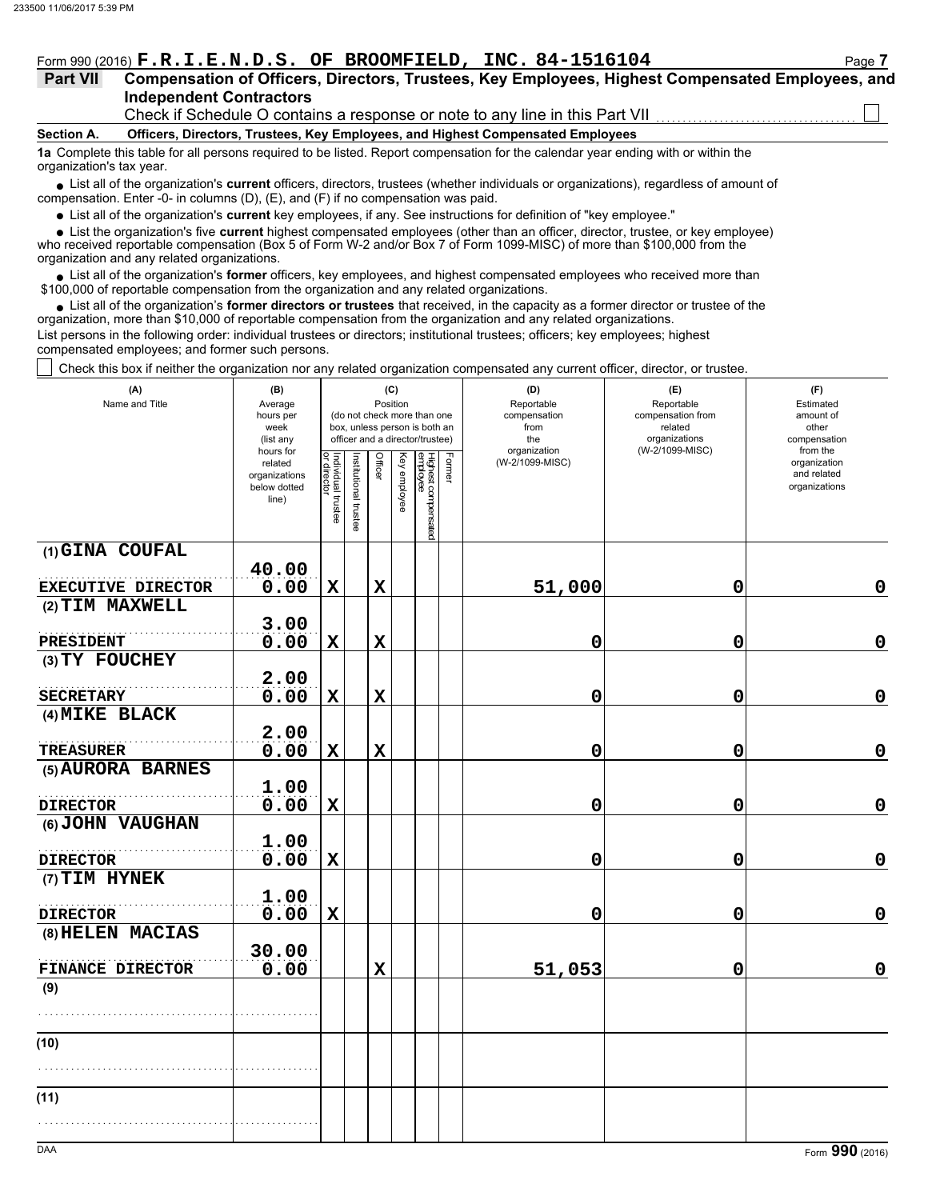Form 990 (2016) **F.R.I.E.N.D.S. OF BROOMFIELD, INC. 84-1516104**

## Part VII Compensation of Officers, Directors, Trustees, Key Employees, Highest Compensated Employees, and Independent Contractors

Check if Schedule O contains a response or note to any line in this Part VII ☐

**Section A. Officers, Directors, Trustees, Key Employees, and Highest Compensated Employees**

**1a** Complete this table for all persons required to be listed. Report compensation for the calendar year ending with or within the organization's tax year.

- List all of the organization's **current** officers, directors, trustees (whether individuals or organizations), regardless of amount of compensation. Enter -0- in columns (D), (E), and (F) if no compensation was paid.
- List all of the organization's **current** key employees, if any. See instructions for definition of "key employee."
- List the organization's five **current** highest compensated employees (other than an officer, director, trustee, or key employee) who received reportable compensation (Box 5 of Form W-2 and/or Box 7 of Form 1099-MISC) of more than $100,000 from the organization and any related organizations.
- List all of the organization's **former** officers, key employees, and highest compensated employees who received more than $100,000 of reportable compensation from the organization and any related organizations.
- List all of the organization's **former directors or trustees** that received, in the capacity as a former director or trustee of the organization, more than $10,000 of reportable compensation from the organization and any related organizations.

List persons in the following order: individual trustees or directors; institutional trustees; officers; key employees; highest compensated employees; and former such persons.

☐ Check this box if neither the organization nor any related organization compensated any current officer, director, or trustee.

| (A) Name and Title | (B) Average hours per week (list any hours for related organizations below dotted line) | (C) Position (do not check more than one box, unless person is both an officer and a director/trustee) | | | | | | (D) Reportable compensation from the organization (W-2/1099-MISC) | (E) Reportable compensation from related organizations (W-2/1099-MISC) | (F) Estimated amount of other compensation from the organization and related organizations |
|---|---|---|---|---|---|---|---|---|---|---|
| | | Individual trustee or director | Institutional trustee | Officer | Key employee | Highest compensated employee | Former | | | |
| (1) GINA COUFAL<br>EXECUTIVE DIRECTOR | 40.00<br>0.00 | X | | X | | | | 51,000 | 0 | 0 |
| (2) TIM MAXWELL<br>PRESIDENT | 3.00<br>0.00 | X | | X | | | | 0 | 0 | 0 |
| (3) TY FOUCHEY<br>SECRETARY | 2.00<br>0.00 | X | | X | | | | 0 | 0 | 0 |
| (4) MIKE BLACK<br>TREASURER | 2.00<br>0.00 | X | | X | | | | 0 | 0 | 0 |
| (5) AURORA BARNES<br>DIRECTOR | 1.00<br>0.00 | X | | | | | | 0 | 0 | 0 |
| (6) JOHN VAUGHAN<br>DIRECTOR | 1.00<br>0.00 | X | | | | | | 0 | 0 | 0 |
| (7) TIM HYNEK<br>DIRECTOR | 1.00<br>0.00 | X | | | | | | 0 | 0 | 0 |
| (8) HELEN MACIAS<br>FINANCE DIRECTOR | 30.00<br>0.00 | | | X | | | | 51,053 | 0 | 0 |
| (9) | | | | | | | | | | |
| (10) | | | | | | | | | | |
| (11) | | | | | | | | | | |

Form **990** (2016)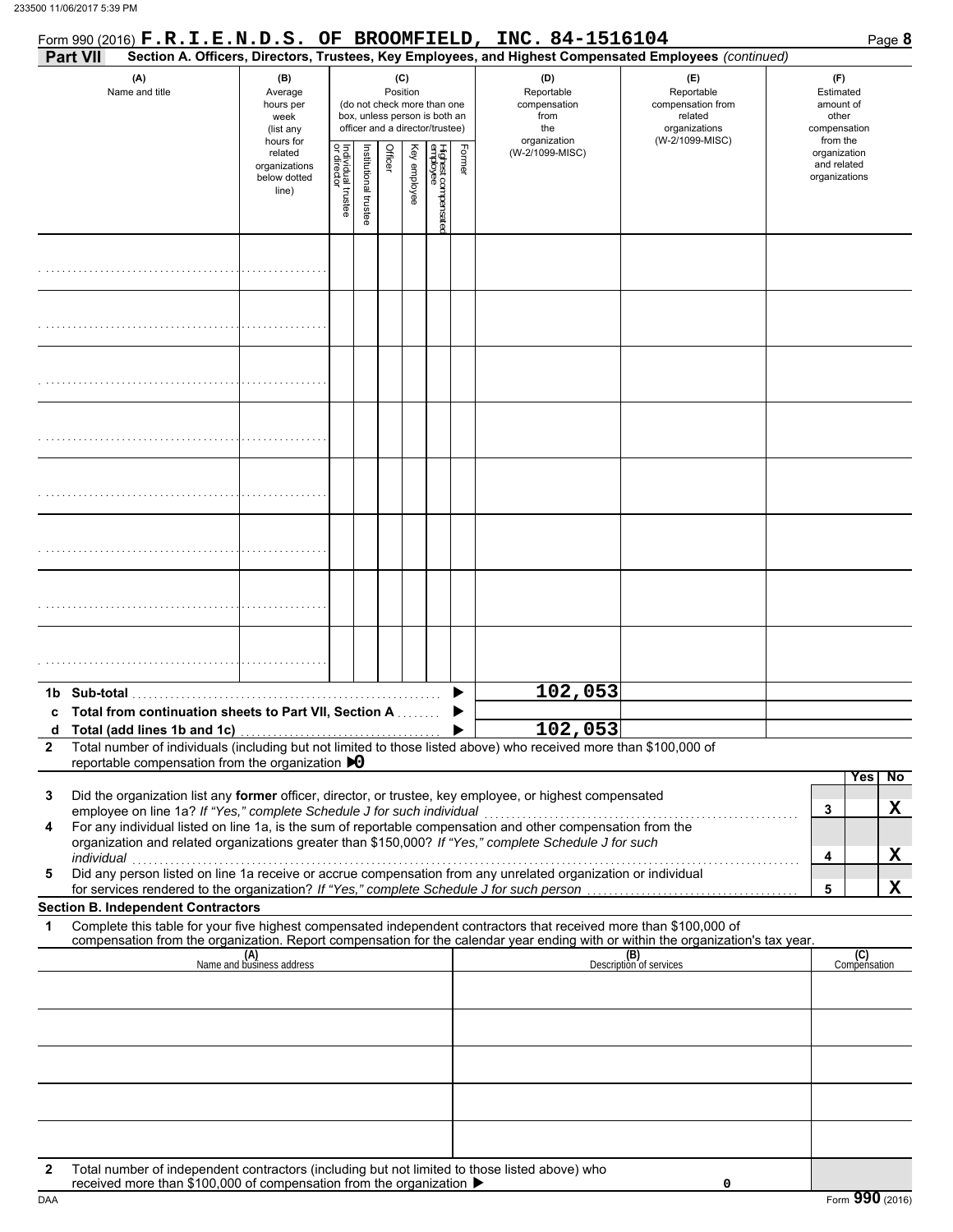Form 990 (2016) **F.R.I.E.N.D.S. OF BROOMFIELD, INC. 84-1516104**

**Part VII** **Section A. Officers, Directors, Trustees, Key Employees, and Highest Compensated Employees** *(continued)*

| (A) Name and title | (B) Average hours per week (list any hours for related organizations below dotted line) | (C) Position (do not check more than one box, unless person is both an officer and a director/trustee) Individual trustee or director | Institutional trustee | Officer | Key employee | Highest compensated employee | Former | (D) Reportable compensation from the organization (W-2/1099-MISC) | (E) Reportable compensation from related organizations (W-2/1099-MISC) | (F) Estimated amount of other compensation from the organization and related organizations |
|---|---|---|---|---|---|---|---|---|---|---|
| | | | | | | | | | | |
| | | | | | | | | | | |
| | | | | | | | | | | |
| | | | | | | | | | | |
| | | | | | | | | | | |
| | | | | | | | | | | |
| | | | | | | | | | | |
| | | | | | | | | | | |

| | | (D) | (E) | (F) |
|---|---|---|---|---|
| **1b** | **Sub-total** | 102,053 | | |
| **c** | **Total from continuation sheets to Part VII, Section A** | | | |
| **d** | **Total (add lines 1b and 1c)** | 102,053 | | |

**2** Total number of individuals (including but not limited to those listed above) who received more than $100,000 of reportable compensation from the organization ▶ 0

| | | | Yes | No |
|---|---|---|---|---|
| **3** | Did the organization list any **former** officer, director, or trustee, key employee, or highest compensated employee on line 1a? *If "Yes," complete Schedule J for such individual* | 3 | | X |
| **4** | For any individual listed on line 1a, is the sum of reportable compensation and other compensation from the organization and related organizations greater than $150,000? *If "Yes," complete Schedule J for such individual* | 4 | | X |
| **5** | Did any person listed on line 1a receive or accrue compensation from any unrelated organization or individual for services rendered to the organization? *If "Yes," complete Schedule J for such person* | 5 | | X |

**Section B. Independent Contractors**

**1** Complete this table for your five highest compensated independent contractors that received more than $100,000 of compensation from the organization. Report compensation for the calendar year ending with or within the organization's tax year.

| (A) Name and business address | (B) Description of services | (C) Compensation |
|---|---|---|
| | | |
| | | |
| | | |
| | | |
| | | |

**2** Total number of independent contractors (including but not limited to those listed above) who received more than $100,000 of compensation from the organization ▶ 0

Form **990** (2016)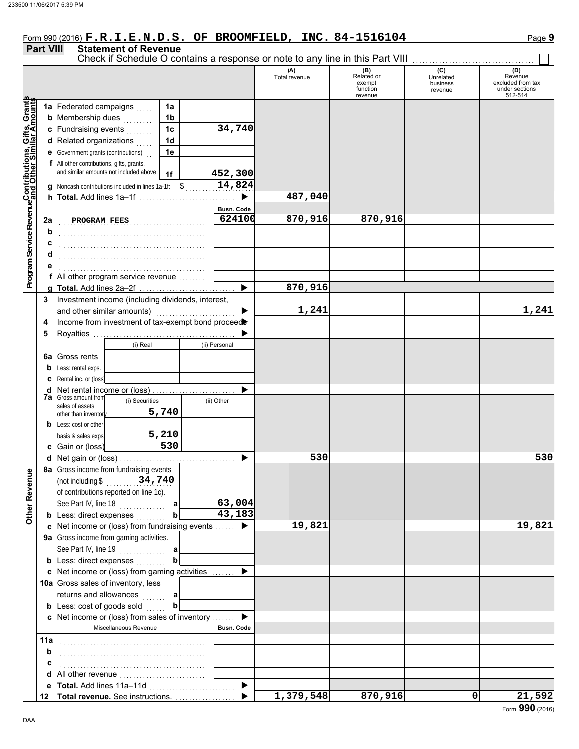Form 990 (2016) **F.R.I.E.N.D.S. OF BROOMFIELD, INC. 84-1516104**

## Part VIII Statement of Revenue

Check if Schedule O contains a response or note to any line in this Part VIII ☐

| | | | (A) Total revenue | (B) Related or exempt function revenue | (C) Unrelated business revenue | (D) Revenue excluded from tax under sections 512-514 |
|---|---|---|---|---|---|---|
| **Contributions, Gifts, Grants and Other Similar Amounts** | | | | | | |
| 1a Federated campaigns | 1a | | | | | |
| b Membership dues | 1b | | | | | |
| c Fundraising events | 1c | 34,740 | | | | |
| d Related organizations | 1d | | | | | |
| e Government grants (contributions) | 1e | | | | | |
| f All other contributions, gifts, grants, and similar amounts not included above | 1f | 452,300 | | | | |
| g Noncash contributions included in lines 1a-1f: $ 14,824 | | | | | | |
| h **Total.** Add lines 1a–1f | | ▶ | 487,040 | | | |
| **Program Service Revenue** | | Busn. Code | | | | |
| 2a PROGRAM FEES | | 624100 | 870,916 | 870,916 | | |
| b | | | | | | |
| c | | | | | | |
| d | | | | | | |
| e | | | | | | |
| f All other program service revenue | | | | | | |
| g **Total.** Add lines 2a–2f | | ▶ | 870,916 | | | |
| **Other Revenue** | | | | | | |
| 3 Investment income (including dividends, interest, and other similar amounts) | | ▶ | 1,241 | | | 1,241 |
| 4 Income from investment of tax-exempt bond proceeds | | ▶ | | | | |
| 5 Royalties | | ▶ | | | | |
| | (i) Real | (ii) Personal | | | | |
| 6a Gross rents | | | | | | |
| b Less: rental exps. | | | | | | |
| c Rental inc. or (loss) | | | | | | |
| d Net rental income or (loss) | | ▶ | | | | |
| | (i) Securities | (ii) Other | | | | |
| 7a Gross amount from sales of assets other than inventory | 5,740 | | | | | |
| b Less: cost or other basis & sales exps. | 5,210 | | | | | |
| c Gain or (loss) | 530 | | | | | |
| d Net gain or (loss) | | ▶ | 530 | | | 530 |
| 8a Gross income from fundraising events (not including $ 34,740 of contributions reported on line 1c). See Part IV, line 18 | a | 63,004 | | | | |
| b Less: direct expenses | b | 43,183 | | | | |
| c Net income or (loss) from fundraising events | | ▶ | 19,821 | | | 19,821 |
| 9a Gross income from gaming activities. See Part IV, line 19 | a | | | | | |
| b Less: direct expenses | b | | | | | |
| c Net income or (loss) from gaming activities | | ▶ | | | | |
| 10a Gross sales of inventory, less returns and allowances | a | | | | | |
| b Less: cost of goods sold | b | | | | | |
| c Net income or (loss) from sales of inventory | | ▶ | | | | |
| Miscellaneous Revenue | | Busn. Code | | | | |
| 11a | | | | | | |
| b | | | | | | |
| c | | | | | | |
| d All other revenue | | | | | | |
| e **Total.** Add lines 11a–11d | | ▶ | | | | |
| 12 **Total revenue.** See instructions. | | ▶ | 1,379,548 | 870,916 | 0 | 21,592 |

Form **990** (2016)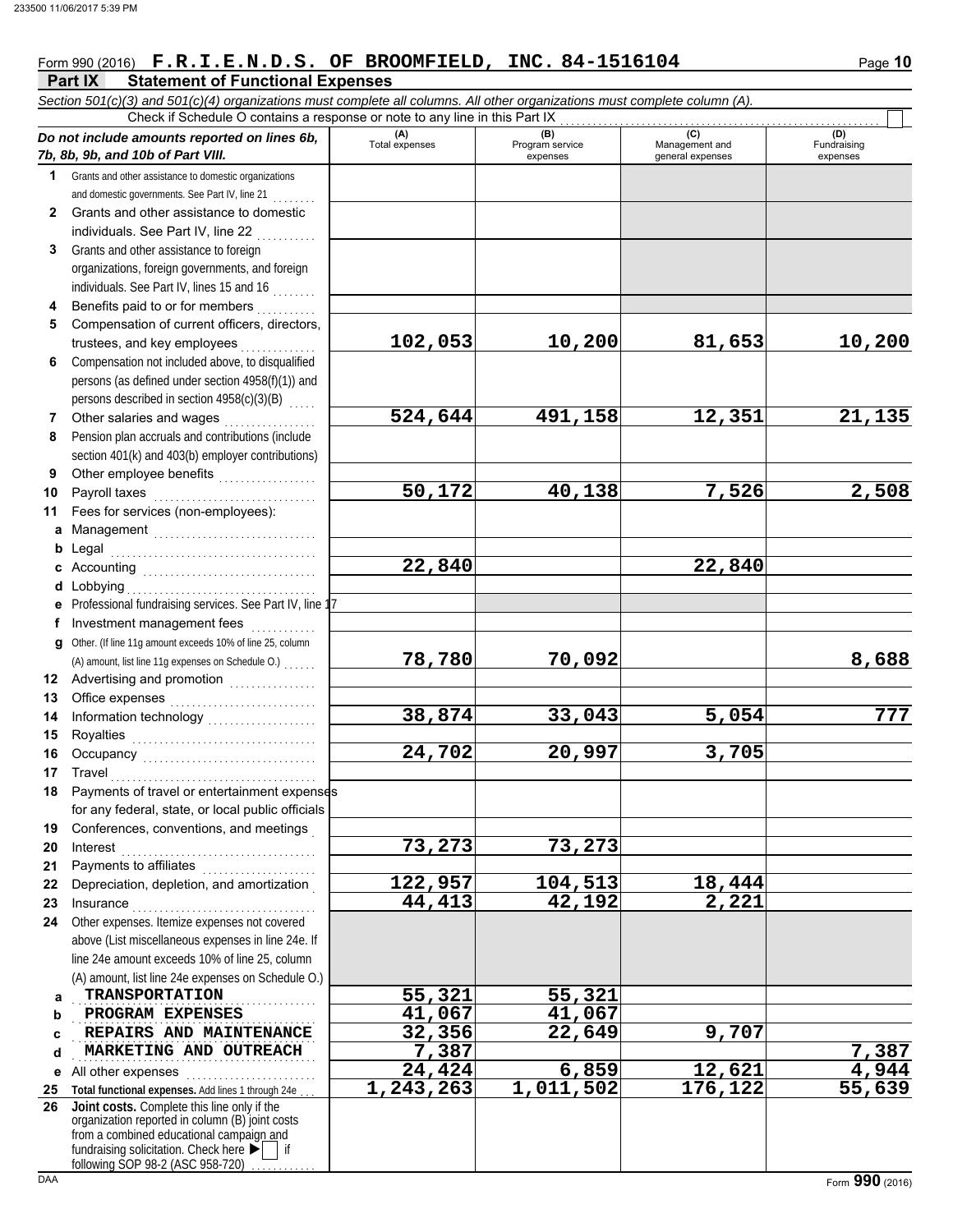Form 990 (2016) **F.R.I.E.N.D.S. OF BROOMFIELD, INC. 84-1516104**

## Part IX Statement of Functional Expenses

*Section 501(c)(3) and 501(c)(4) organizations must complete all columns. All other organizations must complete column (A).*

Check if Schedule O contains a response or note to any line in this Part IX ☐

| *Do not include amounts reported on lines 6b, 7b, 8b, 9b, and 10b of Part VIII.* | (A) Total expenses | (B) Program service expenses | (C) Management and general expenses | (D) Fundraising expenses |
|---|---|---|---|---|
| **1** Grants and other assistance to domestic organizations and domestic governments. See Part IV, line 21 | | | | |
| **2** Grants and other assistance to domestic individuals. See Part IV, line 22 | | | | |
| **3** Grants and other assistance to foreign organizations, foreign governments, and foreign individuals. See Part IV, lines 15 and 16 | | | | |
| **4** Benefits paid to or for members | | | | |
| **5** Compensation of current officers, directors, trustees, and key employees | 102,053 | 10,200 | 81,653 | 10,200 |
| **6** Compensation not included above, to disqualified persons (as defined under section 4958(f)(1)) and persons described in section 4958(c)(3)(B) | | | | |
| **7** Other salaries and wages | 524,644 | 491,158 | 12,351 | 21,135 |
| **8** Pension plan accruals and contributions (include section 401(k) and 403(b) employer contributions) | | | | |
| **9** Other employee benefits | | | | |
| **10** Payroll taxes | 50,172 | 40,138 | 7,526 | 2,508 |
| **11** Fees for services (non-employees): | | | | |
| **a** Management | | | | |
| **b** Legal | | | | |
| **c** Accounting | 22,840 | | 22,840 | |
| **d** Lobbying | | | | |
| **e** Professional fundraising services. See Part IV, line 17 | | | | |
| **f** Investment management fees | | | | |
| **g** Other. (If line 11g amount exceeds 10% of line 25, column (A) amount, list line 11g expenses on Schedule O.) | 78,780 | 70,092 | | 8,688 |
| **12** Advertising and promotion | | | | |
| **13** Office expenses | | | | |
| **14** Information technology | 38,874 | 33,043 | 5,054 | 777 |
| **15** Royalties | | | | |
| **16** Occupancy | 24,702 | 20,997 | 3,705 | |
| **17** Travel | | | | |
| **18** Payments of travel or entertainment expenses for any federal, state, or local public officials | | | | |
| **19** Conferences, conventions, and meetings | | | | |
| **20** Interest | 73,273 | 73,273 | | |
| **21** Payments to affiliates | | | | |
| **22** Depreciation, depletion, and amortization | 122,957 | 104,513 | 18,444 | |
| **23** Insurance | 44,413 | 42,192 | 2,221 | |
| **24** Other expenses. Itemize expenses not covered above (List miscellaneous expenses in line 24e. If line 24e amount exceeds 10% of line 25, column (A) amount, list line 24e expenses on Schedule O.) | | | | |
| **a** TRANSPORTATION | 55,321 | 55,321 | | |
| **b** PROGRAM EXPENSES | 41,067 | 41,067 | | |
| **c** REPAIRS AND MAINTENANCE | 32,356 | 22,649 | 9,707 | |
| **d** MARKETING AND OUTREACH | 7,387 | | | 7,387 |
| **e** All other expenses | 24,424 | 6,859 | 12,621 | 4,944 |
| **25 Total functional expenses.** Add lines 1 through 24e | 1,243,263 | 1,011,502 | 176,122 | 55,639 |
| **26 Joint costs.** Complete this line only if the organization reported in column (B) joint costs from a combined educational campaign and fundraising solicitation. Check here ▶ ☐ if following SOP 98-2 (ASC 958-720) | | | | |

Form **990** (2016)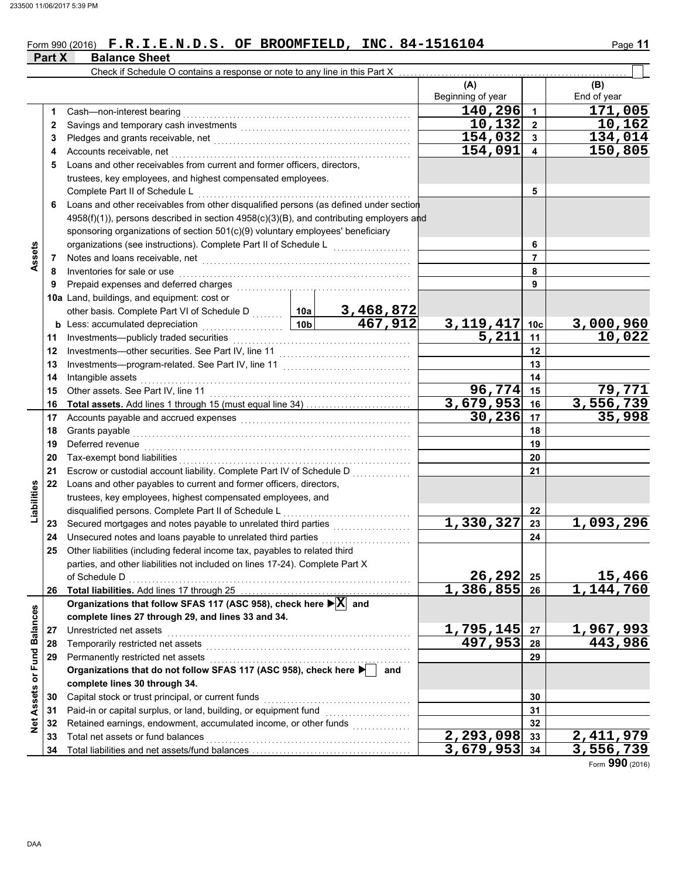Form 990 (2016) **F.R.I.E.N.D.S. OF BROOMFIELD, INC. 84-1516104**

## Part X Balance Sheet

Check if Schedule O contains a response or note to any line in this Part X

| Section | Line | Description | | | (A) Beginning of year | | (B) End of year |
|---|---|---|---|---|---|---|---|
| Assets | 1 | Cash—non-interest bearing | | | 140,296 | 1 | 171,005 |
| | 2 | Savings and temporary cash investments | | | 10,132 | 2 | 10,162 |
| | 3 | Pledges and grants receivable, net | | | 154,032 | 3 | 134,014 |
| | 4 | Accounts receivable, net | | | 154,091 | 4 | 150,805 |
| | 5 | Loans and other receivables from current and former officers, directors, trustees, key employees, and highest compensated employees. Complete Part II of Schedule L | | | | 5 | |
| | 6 | Loans and other receivables from other disqualified persons (as defined under section 4958(f)(1)), persons described in section 4958(c)(3)(B), and contributing employers and sponsoring organizations of section 501(c)(9) voluntary employees' beneficiary organizations (see instructions). Complete Part II of Schedule L | | | | 6 | |
| | 7 | Notes and loans receivable, net | | | | 7 | |
| | 8 | Inventories for sale or use | | | | 8 | |
| | 9 | Prepaid expenses and deferred charges | | | | 9 | |
| | 10a | Land, buildings, and equipment: cost or other basis. Complete Part VI of Schedule D | 10a | 3,468,872 | | | |
| | b | Less: accumulated depreciation | 10b | 467,912 | 3,119,417 | 10c | 3,000,960 |
| | 11 | Investments—publicly traded securities | | | 5,211 | 11 | 10,022 |
| | 12 | Investments—other securities. See Part IV, line 11 | | | | 12 | |
| | 13 | Investments—program-related. See Part IV, line 11 | | | | 13 | |
| | 14 | Intangible assets | | | | 14 | |
| | 15 | Other assets. See Part IV, line 11 | | | 96,774 | 15 | 79,771 |
| | 16 | **Total assets.** Add lines 1 through 15 (must equal line 34) | | | 3,679,953 | 16 | 3,556,739 |
| Liabilities | 17 | Accounts payable and accrued expenses | | | 30,236 | 17 | 35,998 |
| | 18 | Grants payable | | | | 18 | |
| | 19 | Deferred revenue | | | | 19 | |
| | 20 | Tax-exempt bond liabilities | | | | 20 | |
| | 21 | Escrow or custodial account liability. Complete Part IV of Schedule D | | | | 21 | |
| | 22 | Loans and other payables to current and former officers, directors, trustees, key employees, highest compensated employees, and disqualified persons. Complete Part II of Schedule L | | | | 22 | |
| | 23 | Secured mortgages and notes payable to unrelated third parties | | | 1,330,327 | 23 | 1,093,296 |
| | 24 | Unsecured notes and loans payable to unrelated third parties | | | | 24 | |
| | 25 | Other liabilities (including federal income tax, payables to related third parties, and other liabilities not included on lines 17-24). Complete Part X of Schedule D | | | 26,292 | 25 | 15,466 |
| | 26 | **Total liabilities.** Add lines 17 through 25 | | | 1,386,855 | 26 | 1,144,760 |
| Net Assets or Fund Balances | | **Organizations that follow SFAS 117 (ASC 958), check here ▶ [X] and complete lines 27 through 29, and lines 33 and 34.** | | | | | |
| | 27 | Unrestricted net assets | | | 1,795,145 | 27 | 1,967,993 |
| | 28 | Temporarily restricted net assets | | | 497,953 | 28 | 443,986 |
| | 29 | Permanently restricted net assets | | | | 29 | |
| | | **Organizations that do not follow SFAS 117 (ASC 958), check here ▶ [ ] and complete lines 30 through 34.** | | | | | |
| | 30 | Capital stock or trust principal, or current funds | | | | 30 | |
| | 31 | Paid-in or capital surplus, or land, building, or equipment fund | | | | 31 | |
| | 32 | Retained earnings, endowment, accumulated income, or other funds | | | | 32 | |
| | 33 | Total net assets or fund balances | | | 2,293,098 | 33 | 2,411,979 |
| | 34 | Total liabilities and net assets/fund balances | | | 3,679,953 | 34 | 3,556,739 |

Form **990** (2016)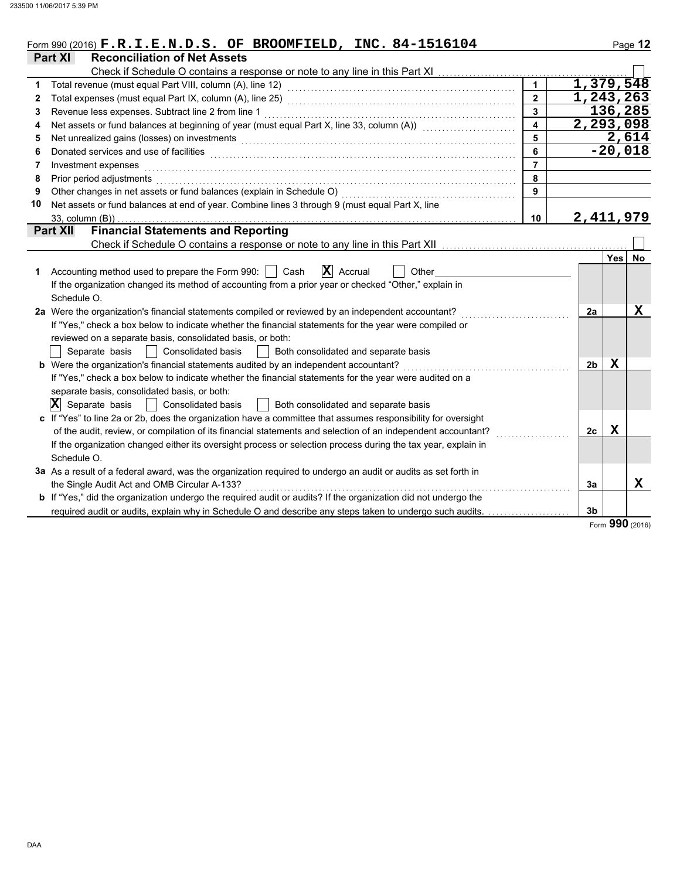Form 990 (2016) **F.R.I.E.N.D.S. OF BROOMFIELD, INC. 84-1516104**

## Part XI Reconciliation of Net Assets

Check if Schedule O contains a response or note to any line in this Part XI ☐

| | | | |
|---|---|---|---|
| 1 | Total revenue (must equal Part VIII, column (A), line 12) | 1 | 1,379,548 |
| 2 | Total expenses (must equal Part IX, column (A), line 25) | 2 | 1,243,263 |
| 3 | Revenue less expenses. Subtract line 2 from line 1 | 3 | 136,285 |
| 4 | Net assets or fund balances at beginning of year (must equal Part X, line 33, column (A)) | 4 | 2,293,098 |
| 5 | Net unrealized gains (losses) on investments | 5 | 2,614 |
| 6 | Donated services and use of facilities | 6 | -20,018 |
| 7 | Investment expenses | 7 | |
| 8 | Prior period adjustments | 8 | |
| 9 | Other changes in net assets or fund balances (explain in Schedule O) | 9 | |
| 10 | Net assets or fund balances at end of year. Combine lines 3 through 9 (must equal Part X, line 33, column (B)) | 10 | 2,411,979 |

## Part XII Financial Statements and Reporting

Check if Schedule O contains a response or note to any line in this Part XII ☐

| | | | Yes | No |
|---|---|---|---|---|
| 1 | Accounting method used to prepare the Form 990: ☐ Cash ☒ Accrual ☐ Other<br>If the organization changed its method of accounting from a prior year or checked "Other," explain in Schedule O. | | | |
| 2a | Were the organization's financial statements compiled or reviewed by an independent accountant?<br>If "Yes," check a box below to indicate whether the financial statements for the year were compiled or reviewed on a separate basis, consolidated basis, or both:<br>☐ Separate basis ☐ Consolidated basis ☐ Both consolidated and separate basis | 2a | | X |
| b | Were the organization's financial statements audited by an independent accountant?<br>If "Yes," check a box below to indicate whether the financial statements for the year were audited on a separate basis, consolidated basis, or both:<br>☒ Separate basis ☐ Consolidated basis ☐ Both consolidated and separate basis | 2b | X | |
| c | If "Yes" to line 2a or 2b, does the organization have a committee that assumes responsibility for oversight of the audit, review, or compilation of its financial statements and selection of an independent accountant?<br>If the organization changed either its oversight process or selection process during the tax year, explain in Schedule O. | 2c | X | |
| 3a | As a result of a federal award, was the organization required to undergo an audit or audits as set forth in the Single Audit Act and OMB Circular A-133? | 3a | | X |
| b | If "Yes," did the organization undergo the required audit or audits? If the organization did not undergo the required audit or audits, explain why in Schedule O and describe any steps taken to undergo such audits. | 3b | | |

Form **990** (2016)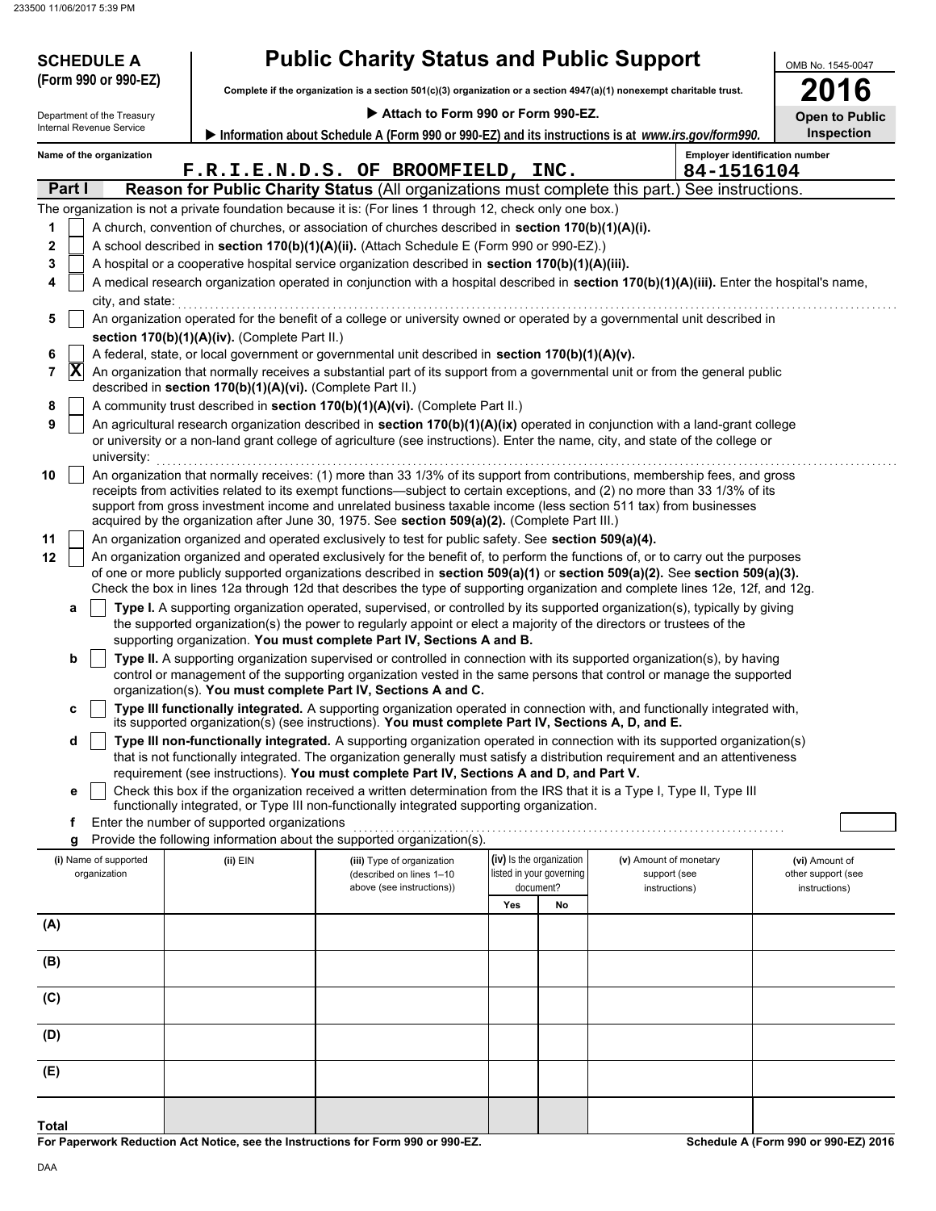**SCHEDULE A (Form 990 or 990-EZ)**

Department of the Treasury
Internal Revenue Service

# Public Charity Status and Public Support

**Complete if the organization is a section 501(c)(3) organization or a section 4947(a)(1) nonexempt charitable trust.**

▶ **Attach to Form 990 or Form 990-EZ.**

▶ **Information about Schedule A (Form 990 or 990-EZ) and its instructions is at** ***www.irs.gov/form990.***

OMB No. 1545-0047

**2016**

**Open to Public Inspection**

**Name of the organization:** F.R.I.E.N.D.S. OF BROOMFIELD, INC.

**Employer identification number:** 84-1516104

## Part I — Reason for Public Charity Status (All organizations must complete this part.) See instructions.

The organization is not a private foundation because it is: (For lines 1 through 12, check only one box.)

1. [ ] A church, convention of churches, or association of churches described in **section 170(b)(1)(A)(i).**
2. [ ] A school described in **section 170(b)(1)(A)(ii).** (Attach Schedule E (Form 990 or 990-EZ).)
3. [ ] A hospital or a cooperative hospital service organization described in **section 170(b)(1)(A)(iii).**
4. [ ] A medical research organization operated in conjunction with a hospital described in **section 170(b)(1)(A)(iii).** Enter the hospital's name, city, and state:
5. [ ] An organization operated for the benefit of a college or university owned or operated by a governmental unit described in **section 170(b)(1)(A)(iv).** (Complete Part II.)
6. [ ] A federal, state, or local government or governmental unit described in **section 170(b)(1)(A)(v).**
7. [X] An organization that normally receives a substantial part of its support from a governmental unit or from the general public described in **section 170(b)(1)(A)(vi).** (Complete Part II.)
8. [ ] A community trust described in **section 170(b)(1)(A)(vi).** (Complete Part II.)
9. [ ] An agricultural research organization described in **section 170(b)(1)(A)(ix)** operated in conjunction with a land-grant college or university or a non-land grant college of agriculture (see instructions). Enter the name, city, and state of the college or university:
10. [ ] An organization that normally receives: (1) more than 33 1/3% of its support from contributions, membership fees, and gross receipts from activities related to its exempt functions—subject to certain exceptions, and (2) no more than 33 1/3% of its support from gross investment income and unrelated business taxable income (less section 511 tax) from businesses acquired by the organization after June 30, 1975. See **section 509(a)(2).** (Complete Part III.)
11. [ ] An organization organized and operated exclusively to test for public safety. See **section 509(a)(4).**
12. [ ] An organization organized and operated exclusively for the benefit of, to perform the functions of, or to carry out the purposes of one or more publicly supported organizations described in **section 509(a)(1)** or **section 509(a)(2).** See **section 509(a)(3).** Check the box in lines 12a through 12d that describes the type of supporting organization and complete lines 12e, 12f, and 12g.
   - a [ ] **Type I.** A supporting organization operated, supervised, or controlled by its supported organization(s), typically by giving the supported organization(s) the power to regularly appoint or elect a majority of the directors or trustees of the supporting organization. **You must complete Part IV, Sections A and B.**
   - b [ ] **Type II.** A supporting organization supervised or controlled in connection with its supported organization(s), by having control or management of the supporting organization vested in the same persons that control or manage the supported organization(s). **You must complete Part IV, Sections A and C.**
   - c [ ] **Type III functionally integrated.** A supporting organization operated in connection with, and functionally integrated with, its supported organization(s) (see instructions). **You must complete Part IV, Sections A, D, and E.**
   - d [ ] **Type III non-functionally integrated.** A supporting organization operated in connection with its supported organization(s) that is not functionally integrated. The organization generally must satisfy a distribution requirement and an attentiveness requirement (see instructions). **You must complete Part IV, Sections A and D, and Part V.**
   - e [ ] Check this box if the organization received a written determination from the IRS that it is a Type I, Type II, Type III functionally integrated, or Type III non-functionally integrated supporting organization.
   - f Enter the number of supported organizations
   - g Provide the following information about the supported organization(s).

| (i) Name of supported organization | (ii) EIN | (iii) Type of organization (described on lines 1–10 above (see instructions)) | (iv) Is the organization listed in your governing document? Yes | No | (v) Amount of monetary support (see instructions) | (vi) Amount of other support (see instructions) |
|---|---|---|---|---|---|---|
| (A) | | | | | | |
| (B) | | | | | | |
| (C) | | | | | | |
| (D) | | | | | | |
| (E) | | | | | | |
| **Total** | | | | | | |

**For Paperwork Reduction Act Notice, see the Instructions for Form 990 or 990-EZ.**

**Schedule A (Form 990 or 990-EZ) 2016**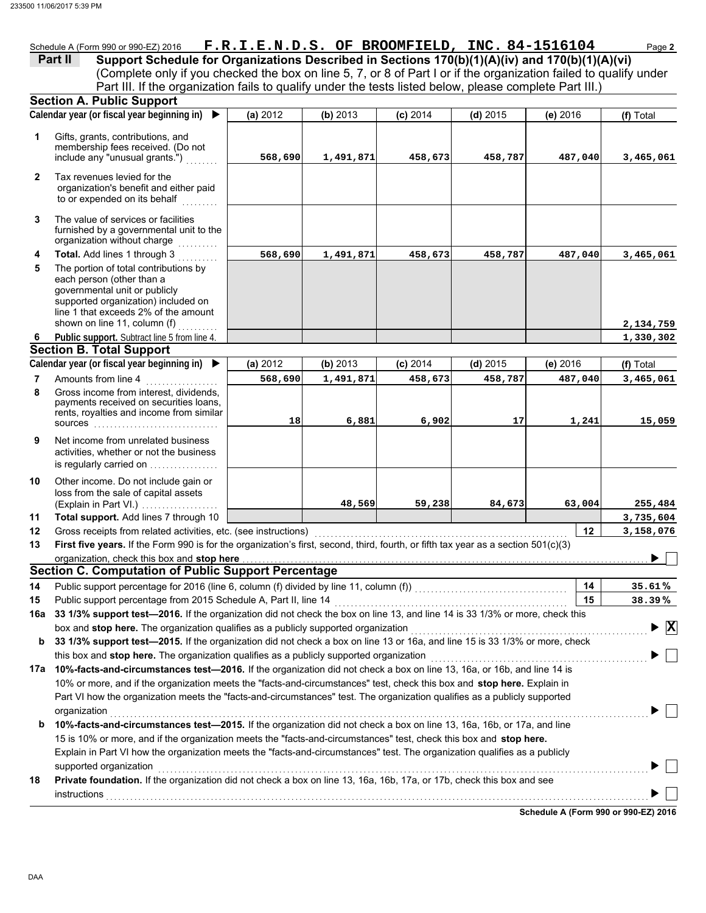Schedule A (Form 990 or 990-EZ) 2016 **F.R.I.E.N.D.S. OF BROOMFIELD, INC. 84-1516104**

## Part II Support Schedule for Organizations Described in Sections 170(b)(1)(A)(iv) and 170(b)(1)(A)(vi)

(Complete only if you checked the box on line 5, 7, or 8 of Part I or if the organization failed to qualify under Part III. If the organization fails to qualify under the tests listed below, please complete Part III.)

### Section A. Public Support

| | Calendar year (or fiscal year beginning in) ▶ | (a) 2012 | (b) 2013 | (c) 2014 | (d) 2015 | (e) 2016 | (f) Total |
|---|---|---|---|---|---|---|---|
| 1 | Gifts, grants, contributions, and membership fees received. (Do not include any "unusual grants.") | 568,690 | 1,491,871 | 458,673 | 458,787 | 487,040 | 3,465,061 |
| 2 | Tax revenues levied for the organization's benefit and either paid to or expended on its behalf | | | | | | |
| 3 | The value of services or facilities furnished by a governmental unit to the organization without charge | | | | | | |
| 4 | **Total.** Add lines 1 through 3 | 568,690 | 1,491,871 | 458,673 | 458,787 | 487,040 | 3,465,061 |
| 5 | The portion of total contributions by each person (other than a governmental unit or publicly supported organization) included on line 1 that exceeds 2% of the amount shown on line 11, column (f) | | | | | | 2,134,759 |
| 6 | **Public support.** Subtract line 5 from line 4. | | | | | | 1,330,302 |

### Section B. Total Support

| | Calendar year (or fiscal year beginning in) ▶ | (a) 2012 | (b) 2013 | (c) 2014 | (d) 2015 | (e) 2016 | (f) Total |
|---|---|---|---|---|---|---|---|
| 7 | Amounts from line 4 | 568,690 | 1,491,871 | 458,673 | 458,787 | 487,040 | 3,465,061 |
| 8 | Gross income from interest, dividends, payments received on securities loans, rents, royalties and income from similar sources | 18 | 6,881 | 6,902 | 17 | 1,241 | 15,059 |
| 9 | Net income from unrelated business activities, whether or not the business is regularly carried on | | | | | | |
| 10 | Other income. Do not include gain or loss from the sale of capital assets (Explain in Part VI.) | | 48,569 | 59,238 | 84,673 | 63,004 | 255,484 |
| 11 | **Total support.** Add lines 7 through 10 | | | | | | 3,735,604 |
| 12 | Gross receipts from related activities, etc. (see instructions) | | | | | 12 | 3,158,076 |

**13** **First five years.** If the Form 990 is for the organization's first, second, third, fourth, or fifth tax year as a section 501(c)(3) organization, check this box and **stop here** ▶ ☐

### Section C. Computation of Public Support Percentage

| | | | |
|---|---|---|---|
| 14 | Public support percentage for 2016 (line 6, column (f) divided by line 11, column (f)) | 14 | 35.61 % |
| 15 | Public support percentage from 2015 Schedule A, Part II, line 14 | 15 | 38.39 % |

**16a** **33 1/3% support test—2016.** If the organization did not check the box on line 13, and line 14 is 33 1/3% or more, check this box and **stop here.** The organization qualifies as a publicly supported organization ▶ ☒

**b** **33 1/3% support test—2015.** If the organization did not check a box on line 13 or 16a, and line 15 is 33 1/3% or more, check this box and **stop here.** The organization qualifies as a publicly supported organization ▶ ☐

**17a** **10%-facts-and-circumstances test—2016.** If the organization did not check a box on line 13, 16a, or 16b, and line 14 is 10% or more, and if the organization meets the "facts-and-circumstances" test, check this box and **stop here.** Explain in Part VI how the organization meets the "facts-and-circumstances" test. The organization qualifies as a publicly supported organization ▶ ☐

**b** **10%-facts-and-circumstances test—2015.** If the organization did not check a box on line 13, 16a, 16b, or 17a, and line 15 is 10% or more, and if the organization meets the "facts-and-circumstances" test, check this box and **stop here.** Explain in Part VI how the organization meets the "facts-and-circumstances" test. The organization qualifies as a publicly supported organization ▶ ☐

**18** **Private foundation.** If the organization did not check a box on line 13, 16a, 16b, 17a, or 17b, check this box and see instructions ▶ ☐

**Schedule A (Form 990 or 990-EZ) 2016**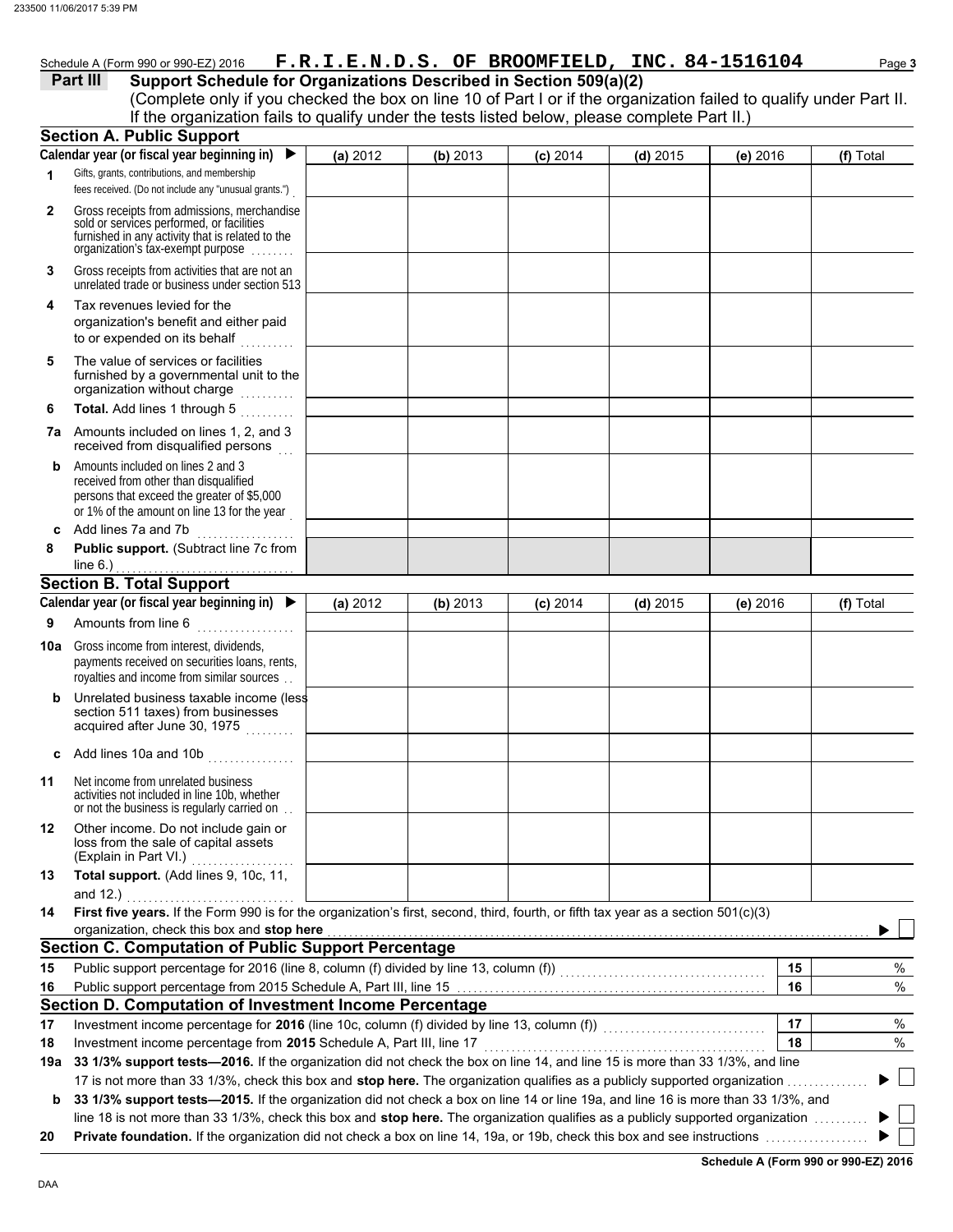Schedule A (Form 990 or 990-EZ) 2016 **F.R.I.E.N.D.S. OF BROOMFIELD, INC. 84-1516104**

## Part III Support Schedule for Organizations Described in Section 509(a)(2)

(Complete only if you checked the box on line 10 of Part I or if the organization failed to qualify under Part II. If the organization fails to qualify under the tests listed below, please complete Part II.)

### Section A. Public Support

| | Calendar year (or fiscal year beginning in) ▶ | (a) 2012 | (b) 2013 | (c) 2014 | (d) 2015 | (e) 2016 | (f) Total |
|---|---|---|---|---|---|---|---|
| 1 | Gifts, grants, contributions, and membership fees received. (Do not include any "unusual grants.") | | | | | | |
| 2 | Gross receipts from admissions, merchandise sold or services performed, or facilities furnished in any activity that is related to the organization's tax-exempt purpose | | | | | | |
| 3 | Gross receipts from activities that are not an unrelated trade or business under section 513 | | | | | | |
| 4 | Tax revenues levied for the organization's benefit and either paid to or expended on its behalf | | | | | | |
| 5 | The value of services or facilities furnished by a governmental unit to the organization without charge | | | | | | |
| 6 | **Total.** Add lines 1 through 5 | | | | | | |
| 7a | Amounts included on lines 1, 2, and 3 received from disqualified persons | | | | | | |
| b | Amounts included on lines 2 and 3 received from other than disqualified persons that exceed the greater of $5,000 or 1% of the amount on line 13 for the year | | | | | | |
| c | Add lines 7a and 7b | | | | | | |
| 8 | **Public support.** (Subtract line 7c from line 6.) | | | | | | |

### Section B. Total Support

| | Calendar year (or fiscal year beginning in) ▶ | (a) 2012 | (b) 2013 | (c) 2014 | (d) 2015 | (e) 2016 | (f) Total |
|---|---|---|---|---|---|---|---|
| 9 | Amounts from line 6 | | | | | | |
| 10a | Gross income from interest, dividends, payments received on securities loans, rents, royalties and income from similar sources | | | | | | |
| b | Unrelated business taxable income (less section 511 taxes) from businesses acquired after June 30, 1975 | | | | | | |
| c | Add lines 10a and 10b | | | | | | |
| 11 | Net income from unrelated business activities not included in line 10b, whether or not the business is regularly carried on | | | | | | |
| 12 | Other income. Do not include gain or loss from the sale of capital assets (Explain in Part VI.) | | | | | | |
| 13 | **Total support.** (Add lines 9, 10c, 11, and 12.) | | | | | | |

**14** **First five years.** If the Form 990 is for the organization's first, second, third, fourth, or fifth tax year as a section 501(c)(3) organization, check this box and **stop here** ▶ ☐

### Section C. Computation of Public Support Percentage

| | | | |
|---|---|---|---|
| 15 | Public support percentage for 2016 (line 8, column (f) divided by line 13, column (f)) | 15 | % |
| 16 | Public support percentage from 2015 Schedule A, Part III, line 15 | 16 | % |

### Section D. Computation of Investment Income Percentage

| | | | |
|---|---|---|---|
| 17 | Investment income percentage for **2016** (line 10c, column (f) divided by line 13, column (f)) | 17 | % |
| 18 | Investment income percentage from **2015** Schedule A, Part III, line 17 | 18 | % |

**19a** **33 1/3% support tests—2016.** If the organization did not check the box on line 14, and line 15 is more than 33 1/3%, and line 17 is not more than 33 1/3%, check this box and **stop here.** The organization qualifies as a publicly supported organization ▶ ☐

**b** **33 1/3% support tests—2015.** If the organization did not check a box on line 14 or line 19a, and line 16 is more than 33 1/3%, and line 18 is not more than 33 1/3%, check this box and **stop here.** The organization qualifies as a publicly supported organization ▶ ☐

**20** **Private foundation.** If the organization did not check a box on line 14, 19a, or 19b, check this box and see instructions ▶ ☐

**Schedule A (Form 990 or 990-EZ) 2016**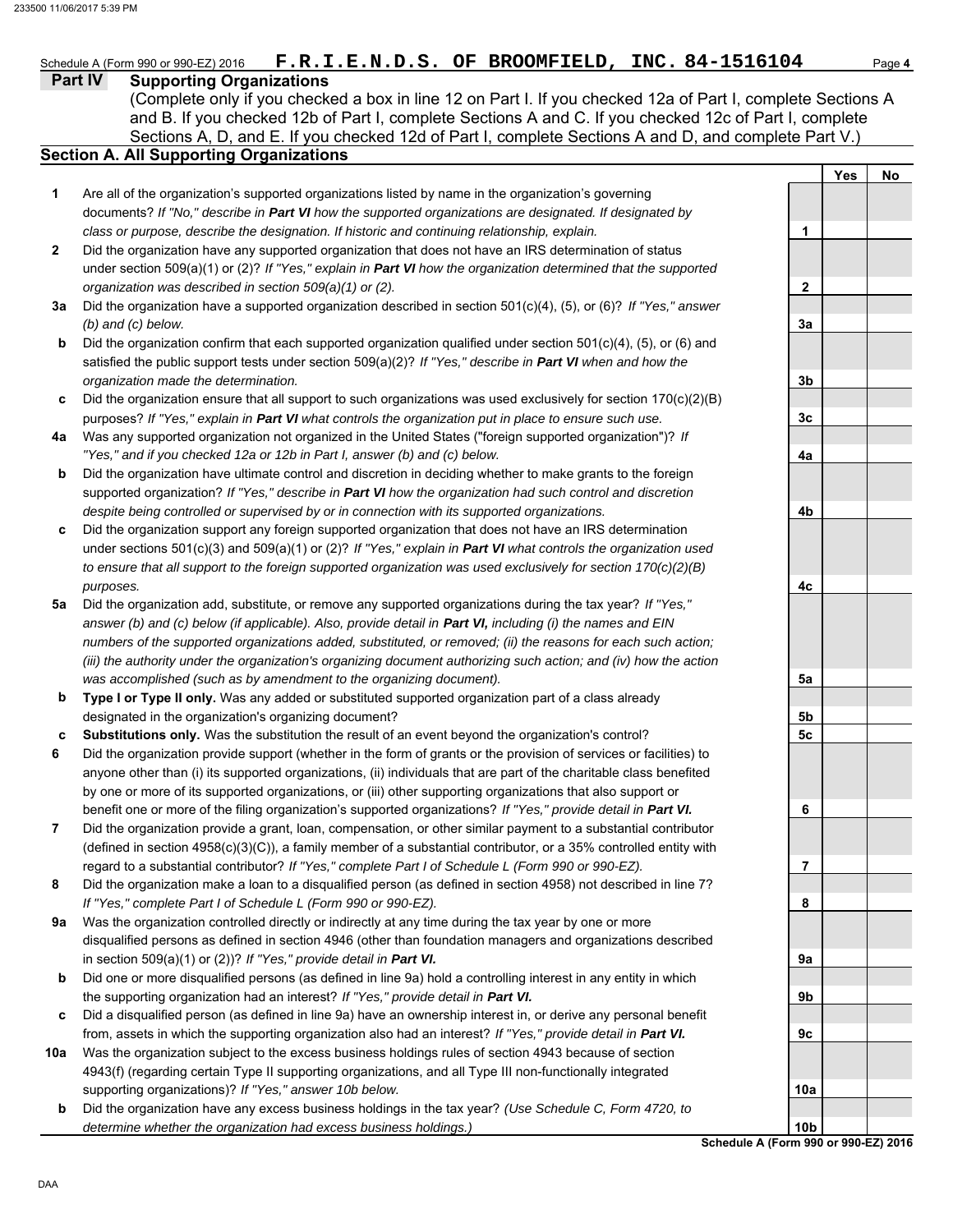Schedule A (Form 990 or 990-EZ) 2016 **F.R.I.E.N.D.S. OF BROOMFIELD, INC. 84-1516104**

## Part IV Supporting Organizations

(Complete only if you checked a box in line 12 on Part I. If you checked 12a of Part I, complete Sections A and B. If you checked 12b of Part I, complete Sections A and C. If you checked 12c of Part I, complete Sections A, D, and E. If you checked 12d of Part I, complete Sections A and D, and complete Part V.)

### Section A. All Supporting Organizations

| | | | Yes | No |
|---|---|---|---|---|
| **1** | Are all of the organization's supported organizations listed by name in the organization's governing documents? *If "No," describe in **Part VI** how the supported organizations are designated. If designated by class or purpose, describe the designation. If historic and continuing relationship, explain.* | **1** | | |
| **2** | Did the organization have any supported organization that does not have an IRS determination of status under section 509(a)(1) or (2)? *If "Yes," explain in **Part VI** how the organization determined that the supported organization was described in section 509(a)(1) or (2).* | **2** | | |
| **3a** | Did the organization have a supported organization described in section 501(c)(4), (5), or (6)? *If "Yes," answer (b) and (c) below.* | **3a** | | |
| **b** | Did the organization confirm that each supported organization qualified under section 501(c)(4), (5), or (6) and satisfied the public support tests under section 509(a)(2)? *If "Yes," describe in **Part VI** when and how the organization made the determination.* | **3b** | | |
| **c** | Did the organization ensure that all support to such organizations was used exclusively for section 170(c)(2)(B) purposes? *If "Yes," explain in **Part VI** what controls the organization put in place to ensure such use.* | **3c** | | |
| **4a** | Was any supported organization not organized in the United States ("foreign supported organization")? *If "Yes," and if you checked 12a or 12b in Part I, answer (b) and (c) below.* | **4a** | | |
| **b** | Did the organization have ultimate control and discretion in deciding whether to make grants to the foreign supported organization? *If "Yes," describe in **Part VI** how the organization had such control and discretion despite being controlled or supervised by or in connection with its supported organizations.* | **4b** | | |
| **c** | Did the organization support any foreign supported organization that does not have an IRS determination under sections 501(c)(3) and 509(a)(1) or (2)? *If "Yes," explain in **Part VI** what controls the organization used to ensure that all support to the foreign supported organization was used exclusively for section 170(c)(2)(B) purposes.* | **4c** | | |
| **5a** | Did the organization add, substitute, or remove any supported organizations during the tax year? *If "Yes," answer (b) and (c) below (if applicable). Also, provide detail in **Part VI,** including (i) the names and EIN numbers of the supported organizations added, substituted, or removed; (ii) the reasons for each such action; (iii) the authority under the organization's organizing document authorizing such action; and (iv) how the action was accomplished (such as by amendment to the organizing document).* | **5a** | | |
| **b** | **Type I or Type II only.** Was any added or substituted supported organization part of a class already designated in the organization's organizing document? | **5b** | | |
| **c** | **Substitutions only.** Was the substitution the result of an event beyond the organization's control? | **5c** | | |
| **6** | Did the organization provide support (whether in the form of grants or the provision of services or facilities) to anyone other than (i) its supported organizations, (ii) individuals that are part of the charitable class benefited by one or more of its supported organizations, or (iii) other supporting organizations that also support or benefit one or more of the filing organization's supported organizations? *If "Yes," provide detail in **Part VI.*** | **6** | | |
| **7** | Did the organization provide a grant, loan, compensation, or other similar payment to a substantial contributor (defined in section 4958(c)(3)(C)), a family member of a substantial contributor, or a 35% controlled entity with regard to a substantial contributor? *If "Yes," complete Part I of Schedule L (Form 990 or 990-EZ).* | **7** | | |
| **8** | Did the organization make a loan to a disqualified person (as defined in section 4958) not described in line 7? *If "Yes," complete Part I of Schedule L (Form 990 or 990-EZ).* | **8** | | |
| **9a** | Was the organization controlled directly or indirectly at any time during the tax year by one or more disqualified persons as defined in section 4946 (other than foundation managers and organizations described in section 509(a)(1) or (2))? *If "Yes," provide detail in **Part VI.*** | **9a** | | |
| **b** | Did one or more disqualified persons (as defined in line 9a) hold a controlling interest in any entity in which the supporting organization had an interest? *If "Yes," provide detail in **Part VI.*** | **9b** | | |
| **c** | Did a disqualified person (as defined in line 9a) have an ownership interest in, or derive any personal benefit from, assets in which the supporting organization also had an interest? *If "Yes," provide detail in **Part VI.*** | **9c** | | |
| **10a** | Was the organization subject to the excess business holdings rules of section 4943 because of section 4943(f) (regarding certain Type II supporting organizations, and all Type III non-functionally integrated supporting organizations)? *If "Yes," answer 10b below.* | **10a** | | |
| **b** | Did the organization have any excess business holdings in the tax year? *(Use Schedule C, Form 4720, to determine whether the organization had excess business holdings.)* | **10b** | | |

Schedule A (Form 990 or 990-EZ) 2016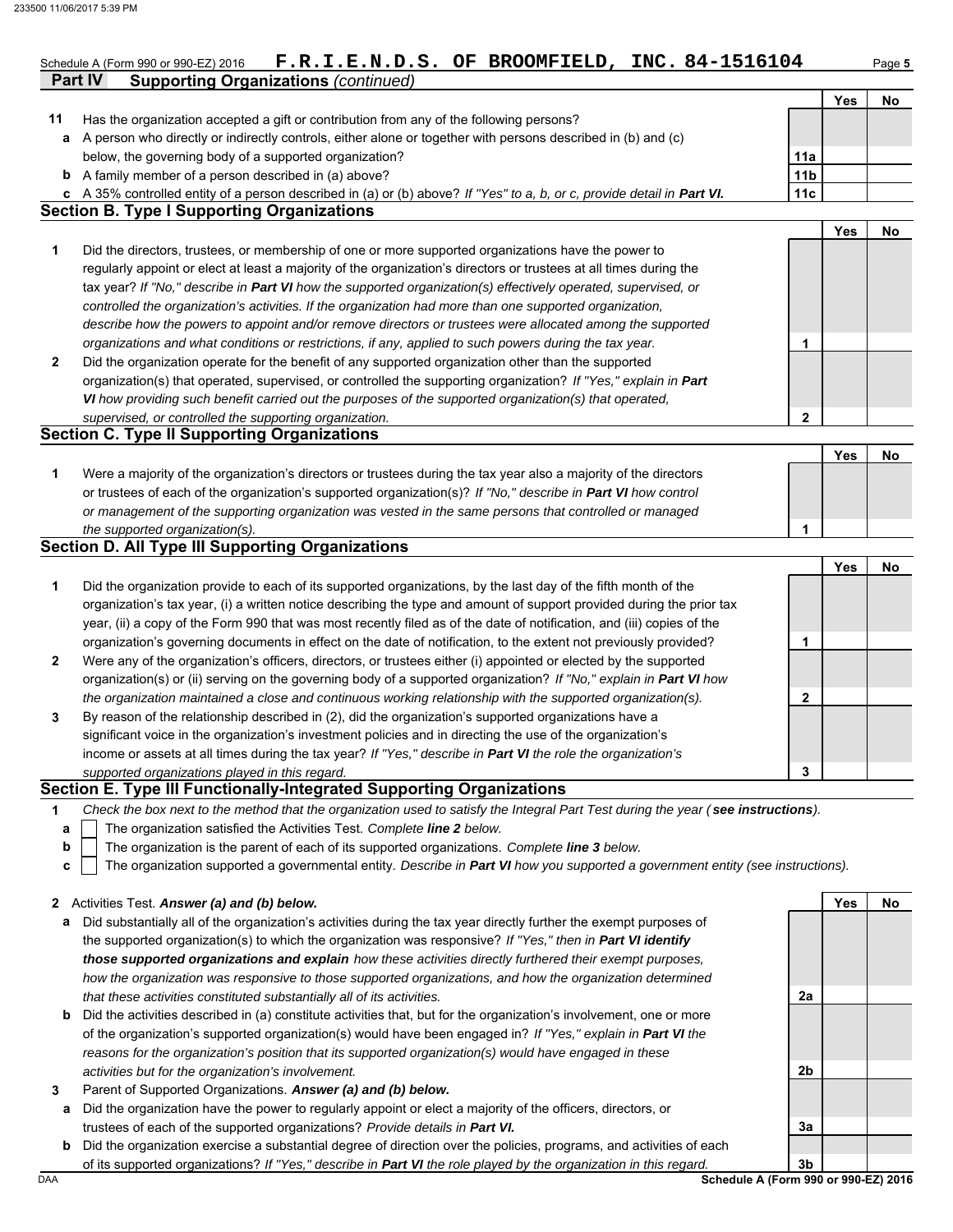Schedule A (Form 990 or 990-EZ) 2016 **F.R.I.E.N.D.S. OF BROOMFIELD, INC. 84-1516104**

## Part IV Supporting Organizations *(continued)*

| | | | Yes | No |
|---|---|---|---|---|
| **11** | Has the organization accepted a gift or contribution from any of the following persons? | | | |
| **a** | A person who directly or indirectly controls, either alone or together with persons described in (b) and (c) below, the governing body of a supported organization? | **11a** | | |
| **b** | A family member of a person described in (a) above? | **11b** | | |
| **c** | A 35% controlled entity of a person described in (a) or (b) above? *If "Yes" to a, b, or c, provide detail in* ***Part VI.*** | **11c** | | |

### Section B. Type I Supporting Organizations

| | | | Yes | No |
|---|---|---|---|---|
| **1** | Did the directors, trustees, or membership of one or more supported organizations have the power to regularly appoint or elect at least a majority of the organization's directors or trustees at all times during the tax year? *If "No," describe in* ***Part VI*** *how the supported organization(s) effectively operated, supervised, or controlled the organization's activities. If the organization had more than one supported organization, describe how the powers to appoint and/or remove directors or trustees were allocated among the supported organizations and what conditions or restrictions, if any, applied to such powers during the tax year.* | **1** | | |
| **2** | Did the organization operate for the benefit of any supported organization other than the supported organization(s) that operated, supervised, or controlled the supporting organization? *If "Yes," explain in* ***Part VI*** *how providing such benefit carried out the purposes of the supported organization(s) that operated, supervised, or controlled the supporting organization.* | **2** | | |

### Section C. Type II Supporting Organizations

| | | | Yes | No |
|---|---|---|---|---|
| **1** | Were a majority of the organization's directors or trustees during the tax year also a majority of the directors or trustees of each of the organization's supported organization(s)? *If "No," describe in* ***Part VI*** *how control or management of the supporting organization was vested in the same persons that controlled or managed the supported organization(s).* | **1** | | |

### Section D. All Type III Supporting Organizations

| | | | Yes | No |
|---|---|---|---|---|
| **1** | Did the organization provide to each of its supported organizations, by the last day of the fifth month of the organization's tax year, (i) a written notice describing the type and amount of support provided during the prior tax year, (ii) a copy of the Form 990 that was most recently filed as of the date of notification, and (iii) copies of the organization's governing documents in effect on the date of notification, to the extent not previously provided? | **1** | | |
| **2** | Were any of the organization's officers, directors, or trustees either (i) appointed or elected by the supported organization(s) or (ii) serving on the governing body of a supported organization? *If "No," explain in* ***Part VI*** *how the organization maintained a close and continuous working relationship with the supported organization(s).* | **2** | | |
| **3** | By reason of the relationship described in (2), did the organization's supported organizations have a significant voice in the organization's investment policies and in directing the use of the organization's income or assets at all times during the tax year? *If "Yes," describe in* ***Part VI*** *the role the organization's supported organizations played in this regard.* | **3** | | |

### Section E. Type III Functionally-Integrated Supporting Organizations

**1** *Check the box next to the method that the organization used to satisfy the Integral Part Test during the year (* ***see instructions*** *).*

- **a** ☐ The organization satisfied the Activities Test. *Complete* ***line 2*** *below.*
- **b** ☐ The organization is the parent of each of its supported organizations. *Complete* ***line 3*** *below.*
- **c** ☐ The organization supported a governmental entity. *Describe in* ***Part VI*** *how you supported a government entity (see instructions).*

| | | | Yes | No |
|---|---|---|---|---|
| **2** | Activities Test. ***Answer (a) and (b) below.*** | | | |
| **a** | Did substantially all of the organization's activities during the tax year directly further the exempt purposes of the supported organization(s) to which the organization was responsive? *If "Yes," then in* ***Part VI identify those supported organizations and explain*** *how these activities directly furthered their exempt purposes, how the organization was responsive to those supported organizations, and how the organization determined that these activities constituted substantially all of its activities.* | **2a** | | |
| **b** | Did the activities described in (a) constitute activities that, but for the organization's involvement, one or more of the organization's supported organization(s) would have been engaged in? *If "Yes," explain in* ***Part VI*** *the reasons for the organization's position that its supported organization(s) would have engaged in these activities but for the organization's involvement.* | **2b** | | |
| **3** | Parent of Supported Organizations. ***Answer (a) and (b) below.*** | | | |
| **a** | Did the organization have the power to regularly appoint or elect a majority of the officers, directors, or trustees of each of the supported organizations? *Provide details in* ***Part VI.*** | **3a** | | |
| **b** | Did the organization exercise a substantial degree of direction over the policies, programs, and activities of each of its supported organizations? *If "Yes," describe in* ***Part VI*** *the role played by the organization in this regard.* | **3b** | | |

**Schedule A (Form 990 or 990-EZ) 2016**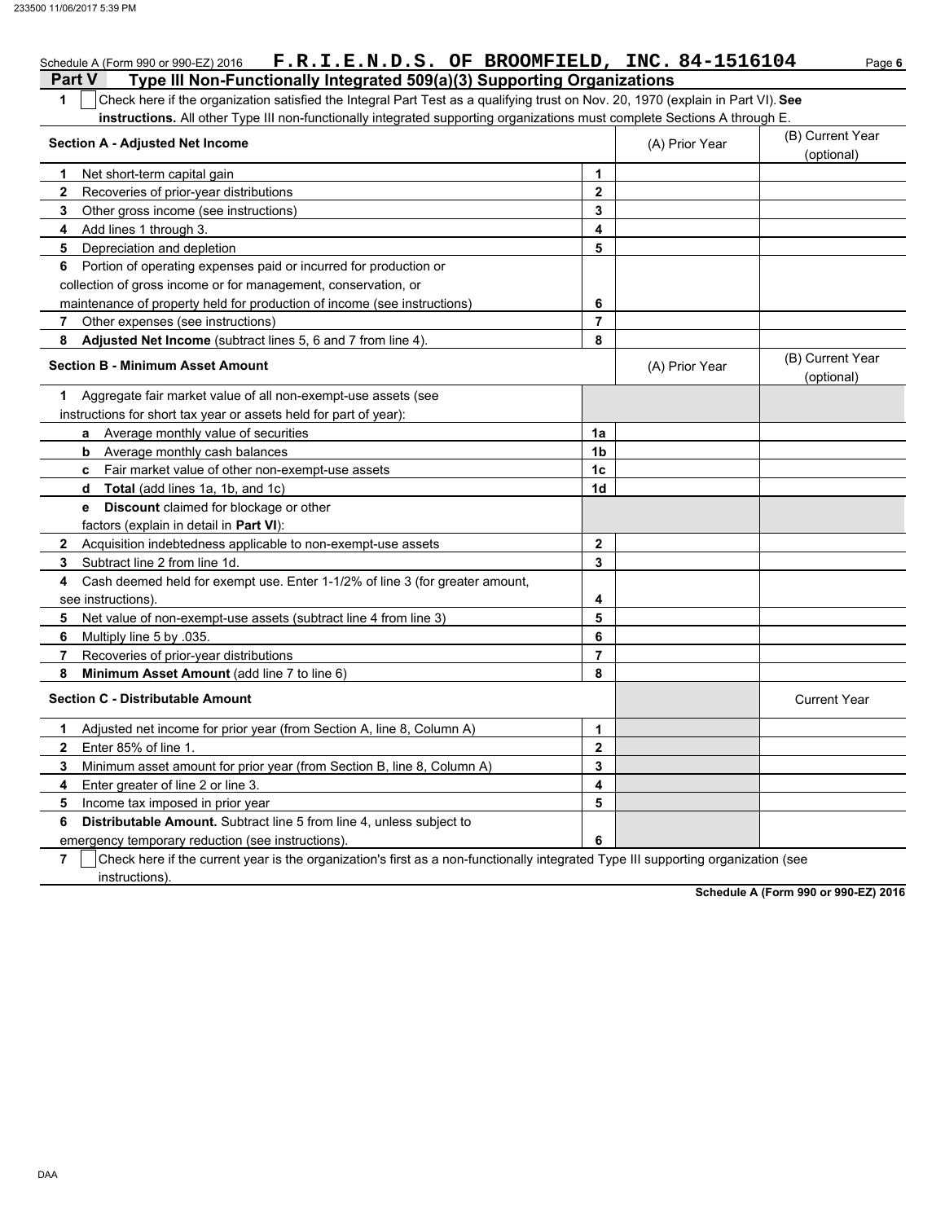Schedule A (Form 990 or 990-EZ) 2016 **F.R.I.E.N.D.S. OF BROOMFIELD, INC. 84-1516104**

## Part V Type III Non-Functionally Integrated 509(a)(3) Supporting Organizations

**1** ☐ Check here if the organization satisfied the Integral Part Test as a qualifying trust on Nov. 20, 1970 (explain in Part VI). **See instructions.** All other Type III non-functionally integrated supporting organizations must complete Sections A through E.

| **Section A - Adjusted Net Income** | | (A) Prior Year | (B) Current Year (optional) |
|---|---|---|---|
| **1** Net short-term capital gain | **1** | | |
| **2** Recoveries of prior-year distributions | **2** | | |
| **3** Other gross income (see instructions) | **3** | | |
| **4** Add lines 1 through 3. | **4** | | |
| **5** Depreciation and depletion | **5** | | |
| **6** Portion of operating expenses paid or incurred for production or collection of gross income or for management, conservation, or maintenance of property held for production of income (see instructions) | **6** | | |
| **7** Other expenses (see instructions) | **7** | | |
| **8** **Adjusted Net Income** (subtract lines 5, 6 and 7 from line 4). | **8** | | |

| **Section B - Minimum Asset Amount** | | (A) Prior Year | (B) Current Year (optional) |
|---|---|---|---|
| **1** Aggregate fair market value of all non-exempt-use assets (see instructions for short tax year or assets held for part of year): | | | |
| **a** Average monthly value of securities | **1a** | | |
| **b** Average monthly cash balances | **1b** | | |
| **c** Fair market value of other non-exempt-use assets | **1c** | | |
| **d** **Total** (add lines 1a, 1b, and 1c) | **1d** | | |
| **e** **Discount** claimed for blockage or other factors (explain in detail in **Part VI**): | | | |
| **2** Acquisition indebtedness applicable to non-exempt-use assets | **2** | | |
| **3** Subtract line 2 from line 1d. | **3** | | |
| **4** Cash deemed held for exempt use. Enter 1-1/2% of line 3 (for greater amount, see instructions). | **4** | | |
| **5** Net value of non-exempt-use assets (subtract line 4 from line 3) | **5** | | |
| **6** Multiply line 5 by .035. | **6** | | |
| **7** Recoveries of prior-year distributions | **7** | | |
| **8** **Minimum Asset Amount** (add line 7 to line 6) | **8** | | |

| **Section C - Distributable Amount** | | | Current Year |
|---|---|---|---|
| **1** Adjusted net income for prior year (from Section A, line 8, Column A) | **1** | | |
| **2** Enter 85% of line 1. | **2** | | |
| **3** Minimum asset amount for prior year (from Section B, line 8, Column A) | **3** | | |
| **4** Enter greater of line 2 or line 3. | **4** | | |
| **5** Income tax imposed in prior year | **5** | | |
| **6** **Distributable Amount.** Subtract line 5 from line 4, unless subject to emergency temporary reduction (see instructions). | **6** | | |

**7** ☐ Check here if the current year is the organization's first as a non-functionally integrated Type III supporting organization (see instructions).

**Schedule A (Form 990 or 990-EZ) 2016**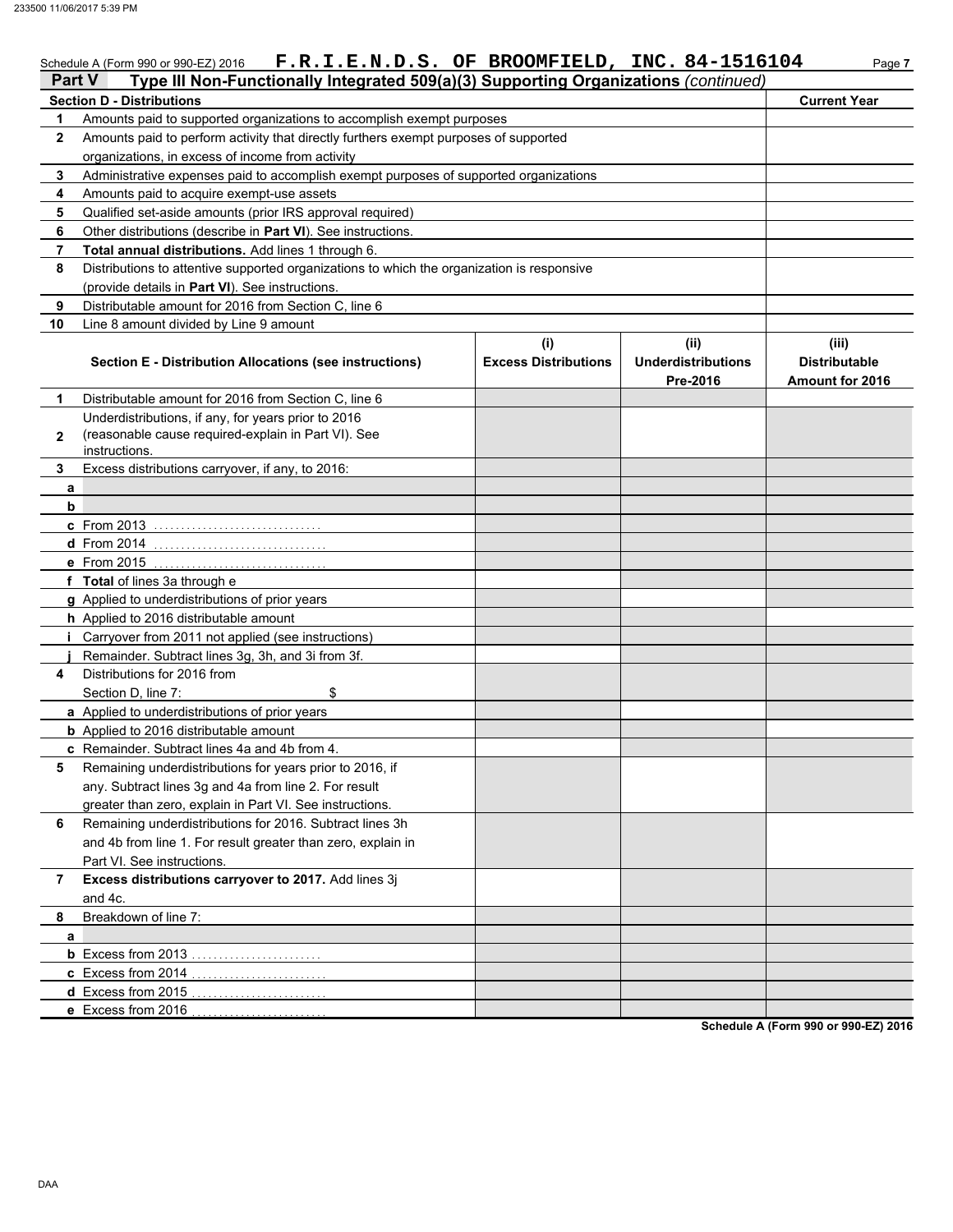Schedule A (Form 990 or 990-EZ) 2016 **F.R.I.E.N.D.S. OF BROOMFIELD, INC. 84-1516104** Page **7**

## Part V Type III Non-Functionally Integrated 509(a)(3) Supporting Organizations *(continued)*

| **Section D - Distributions** | | **Current Year** |
|---|---|---|
| **1** | Amounts paid to supported organizations to accomplish exempt purposes | |
| **2** | Amounts paid to perform activity that directly furthers exempt purposes of supported organizations, in excess of income from activity | |
| **3** | Administrative expenses paid to accomplish exempt purposes of supported organizations | |
| **4** | Amounts paid to acquire exempt-use assets | |
| **5** | Qualified set-aside amounts (prior IRS approval required) | |
| **6** | Other distributions (describe in **Part VI**). See instructions. | |
| **7** | **Total annual distributions.** Add lines 1 through 6. | |
| **8** | Distributions to attentive supported organizations to which the organization is responsive (provide details in **Part VI**). See instructions. | |
| **9** | Distributable amount for 2016 from Section C, line 6 | |
| **10** | Line 8 amount divided by Line 9 amount | |

| | **Section E - Distribution Allocations (see instructions)** | **(i) Excess Distributions** | **(ii) Underdistributions Pre-2016** | **(iii) Distributable Amount for 2016** |
|---|---|---|---|---|
| **1** | Distributable amount for 2016 from Section C, line 6 | | | |
| **2** | Underdistributions, if any, for years prior to 2016 (reasonable cause required-explain in Part VI). See instructions. | | | |
| **3** | Excess distributions carryover, if any, to 2016: | | | |
| **a** | | | | |
| **b** | | | | |
| **c** | From 2013 | | | |
| **d** | From 2014 | | | |
| **e** | From 2015 | | | |
| **f** | **Total** of lines 3a through e | | | |
| **g** | Applied to underdistributions of prior years | | | |
| **h** | Applied to 2016 distributable amount | | | |
| **i** | Carryover from 2011 not applied (see instructions) | | | |
| **j** | Remainder. Subtract lines 3g, 3h, and 3i from 3f. | | | |
| **4** | Distributions for 2016 from Section D, line 7: $ | | | |
| **a** | Applied to underdistributions of prior years | | | |
| **b** | Applied to 2016 distributable amount | | | |
| **c** | Remainder. Subtract lines 4a and 4b from 4. | | | |
| **5** | Remaining underdistributions for years prior to 2016, if any. Subtract lines 3g and 4a from line 2. For result greater than zero, explain in Part VI. See instructions. | | | |
| **6** | Remaining underdistributions for 2016. Subtract lines 3h and 4b from line 1. For result greater than zero, explain in Part VI. See instructions. | | | |
| **7** | **Excess distributions carryover to 2017.** Add lines 3j and 4c. | | | |
| **8** | Breakdown of line 7: | | | |
| **a** | | | | |
| **b** | Excess from 2013 | | | |
| **c** | Excess from 2014 | | | |
| **d** | Excess from 2015 | | | |
| **e** | Excess from 2016 | | | |

**Schedule A (Form 990 or 990-EZ) 2016**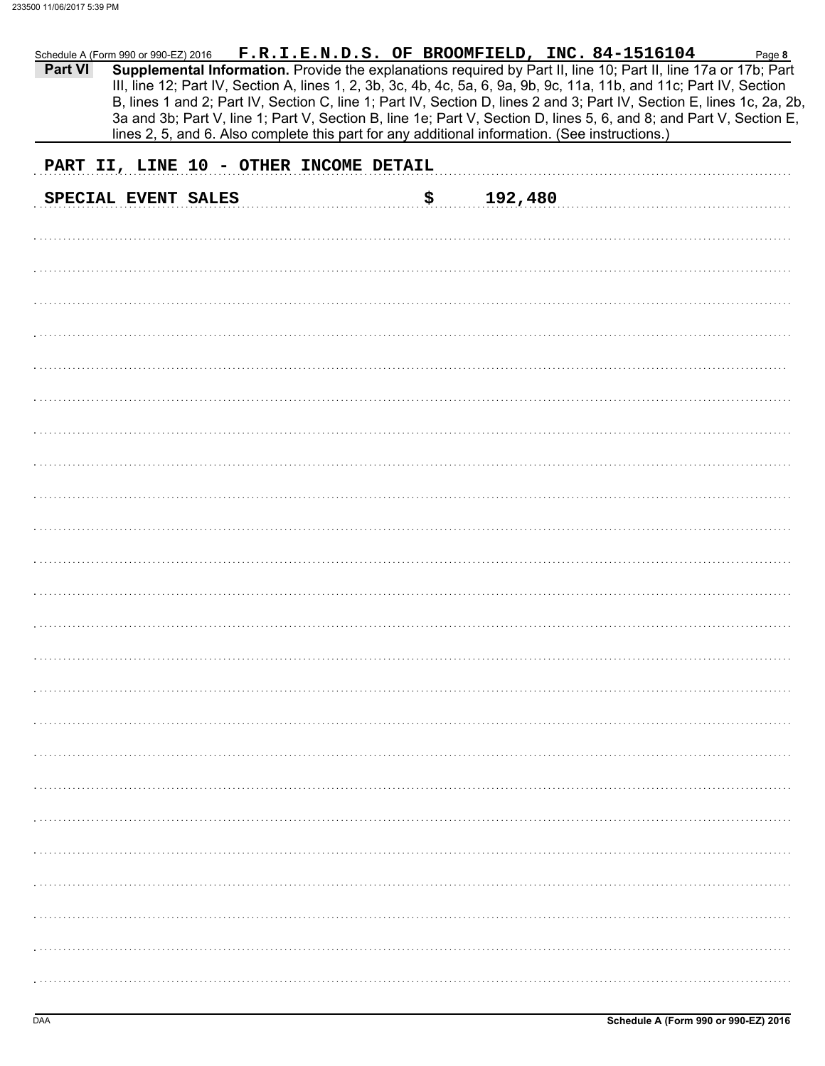Schedule A (Form 990 or 990-EZ) 2016 **F.R.I.E.N.D.S. OF BROOMFIELD, INC. 84-1516104**

**Part VI** **Supplemental Information.** Provide the explanations required by Part II, line 10; Part II, line 17a or 17b; Part III, line 12; Part IV, Section A, lines 1, 2, 3b, 3c, 4b, 4c, 5a, 6, 9a, 9b, 9c, 11a, 11b, and 11c; Part IV, Section B, lines 1 and 2; Part IV, Section C, line 1; Part IV, Section D, lines 2 and 3; Part IV, Section E, lines 1c, 2a, 2b, 3a and 3b; Part V, line 1; Part V, Section B, line 1e; Part V, Section D, lines 5, 6, and 8; and Part V, Section E, lines 2, 5, and 6. Also complete this part for any additional information. (See instructions.)

PART II, LINE 10 - OTHER INCOME DETAIL

SPECIAL EVENT SALES $ 192,480

Schedule A (Form 990 or 990-EZ) 2016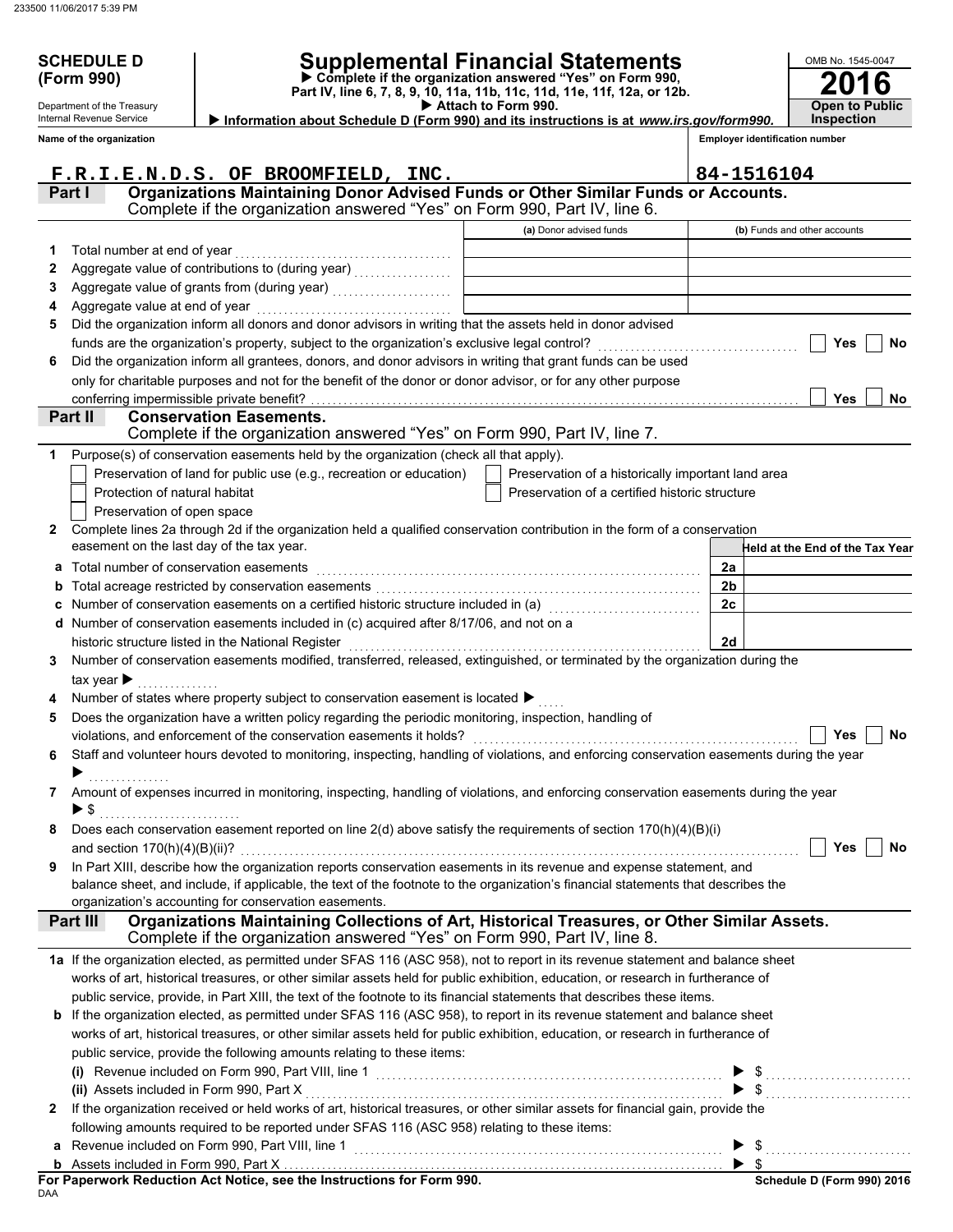**SCHEDULE D (Form 990)**

Department of the Treasury
Internal Revenue Service

# Supplemental Financial Statements

▶ Complete if the organization answered "Yes" on Form 990, Part IV, line 6, 7, 8, 9, 10, 11a, 11b, 11c, 11d, 11e, 11f, 12a, or 12b.
▶ Attach to Form 990.
▶ Information about Schedule D (Form 990) and its instructions is at *www.irs.gov/form990.*

OMB No. 1545-0047
**2016**
**Open to Public Inspection**

**Name of the organization**
F.R.I.E.N.D.S. OF BROOMFIELD, INC.

**Employer identification number**
84-1516104

## Part I Organizations Maintaining Donor Advised Funds or Other Similar Funds or Accounts.
Complete if the organization answered "Yes" on Form 990, Part IV, line 6.

| | | (a) Donor advised funds | (b) Funds and other accounts |
|---|---|---|---|
| 1 | Total number at end of year | | |
| 2 | Aggregate value of contributions to (during year) | | |
| 3 | Aggregate value of grants from (during year) | | |
| 4 | Aggregate value at end of year | | |

5 Did the organization inform all donors and donor advisors in writing that the assets held in donor advised funds are the organization's property, subject to the organization's exclusive legal control? ☐ Yes ☐ No

6 Did the organization inform all grantees, donors, and donor advisors in writing that grant funds can be used only for charitable purposes and not for the benefit of the donor or donor advisor, or for any other purpose conferring impermissible private benefit? ☐ Yes ☐ No

## Part II Conservation Easements.
Complete if the organization answered "Yes" on Form 990, Part IV, line 7.

1 Purpose(s) of conservation easements held by the organization (check all that apply).

☐ Preservation of land for public use (e.g., recreation or education)
☐ Preservation of a historically important land area
☐ Protection of natural habitat
☐ Preservation of a certified historic structure
☐ Preservation of open space

2 Complete lines 2a through 2d if the organization held a qualified conservation contribution in the form of a conservation easement on the last day of the tax year.

| | | | Held at the End of the Tax Year |
|---|---|---|---|
| a | Total number of conservation easements | 2a | |
| b | Total acreage restricted by conservation easements | 2b | |
| c | Number of conservation easements on a certified historic structure included in (a) | 2c | |
| d | Number of conservation easements included in (c) acquired after 8/17/06, and not on a historic structure listed in the National Register | 2d | |

3 Number of conservation easements modified, transferred, released, extinguished, or terminated by the organization during the tax year ▶

4 Number of states where property subject to conservation easement is located ▶

5 Does the organization have a written policy regarding the periodic monitoring, inspection, handling of violations, and enforcement of the conservation easements it holds? ☐ Yes ☐ No

6 Staff and volunteer hours devoted to monitoring, inspecting, handling of violations, and enforcing conservation easements during the year ▶

7 Amount of expenses incurred in monitoring, inspecting, handling of violations, and enforcing conservation easements during the year ▶ $

8 Does each conservation easement reported on line 2(d) above satisfy the requirements of section 170(h)(4)(B)(i) and section 170(h)(4)(B)(ii)? ☐ Yes ☐ No

9 In Part XIII, describe how the organization reports conservation easements in its revenue and expense statement, and balance sheet, and include, if applicable, the text of the footnote to the organization's financial statements that describes the organization's accounting for conservation easements.

## Part III Organizations Maintaining Collections of Art, Historical Treasures, or Other Similar Assets.
Complete if the organization answered "Yes" on Form 990, Part IV, line 8.

1a If the organization elected, as permitted under SFAS 116 (ASC 958), not to report in its revenue statement and balance sheet works of art, historical treasures, or other similar assets held for public exhibition, education, or research in furtherance of public service, provide, in Part XIII, the text of the footnote to its financial statements that describes these items.

b If the organization elected, as permitted under SFAS 116 (ASC 958), to report in its revenue statement and balance sheet works of art, historical treasures, or other similar assets held for public exhibition, education, or research in furtherance of public service, provide the following amounts relating to these items:

(i) Revenue included on Form 990, Part VIII, line 1 ▶ $

(ii) Assets included in Form 990, Part X ▶ $

2 If the organization received or held works of art, historical treasures, or other similar assets for financial gain, provide the following amounts required to be reported under SFAS 116 (ASC 958) relating to these items:

a Revenue included on Form 990, Part VIII, line 1 ▶ $

b Assets included in Form 990, Part X ▶ $

**For Paperwork Reduction Act Notice, see the Instructions for Form 990.**

**Schedule D (Form 990) 2016**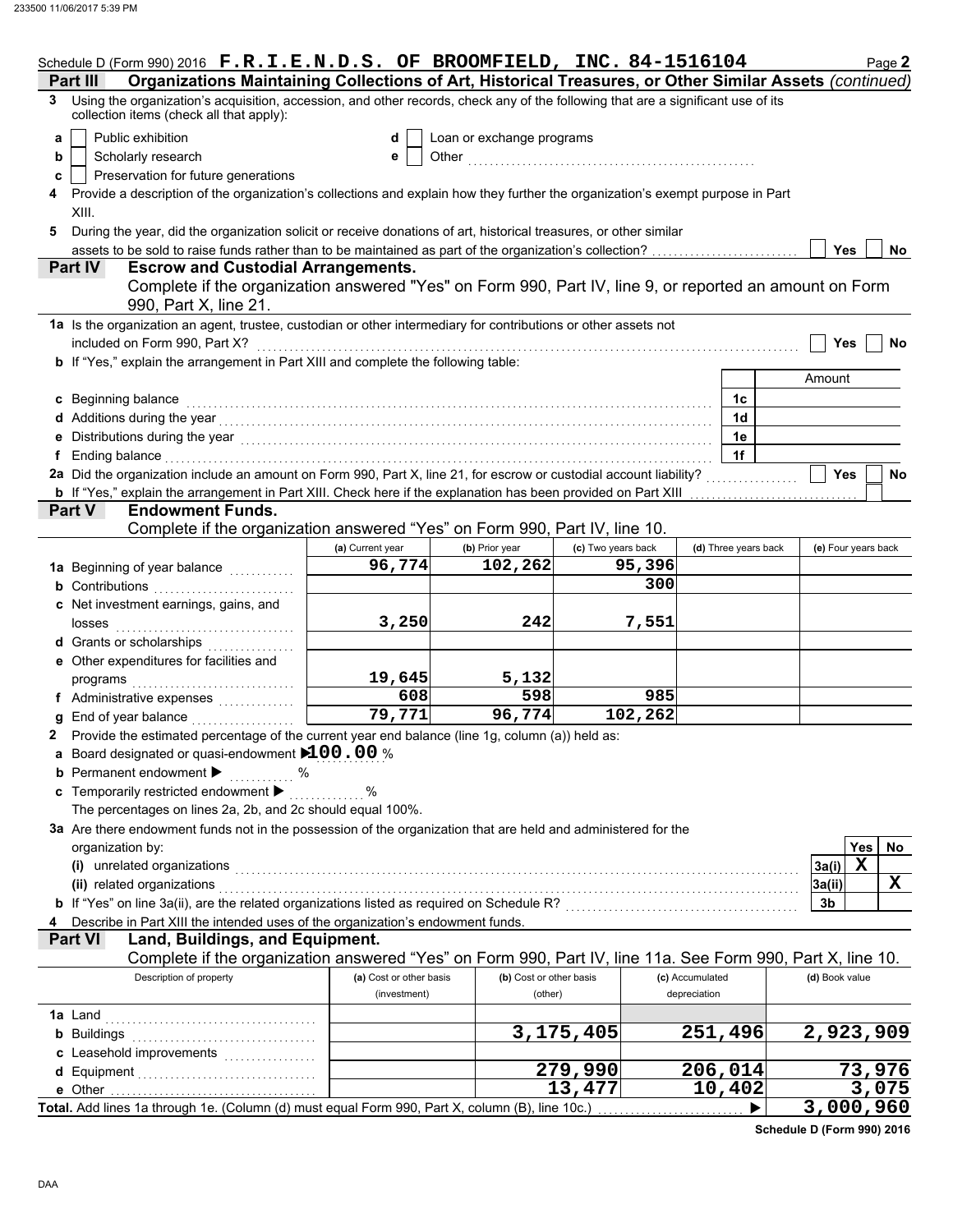Schedule D (Form 990) 2016 **F.R.I.E.N.D.S. OF BROOMFIELD, INC. 84-1516104** Page 2

## Part III Organizations Maintaining Collections of Art, Historical Treasures, or Other Similar Assets *(continued)*

**3** Using the organization's acquisition, accession, and other records, check any of the following that are a significant use of its collection items (check all that apply):

- **a** ☐ Public exhibition
- **b** ☐ Scholarly research
- **c** ☐ Preservation for future generations
- **d** ☐ Loan or exchange programs
- **e** ☐ Other

**4** Provide a description of the organization's collections and explain how they further the organization's exempt purpose in Part XIII.

**5** During the year, did the organization solicit or receive donations of art, historical treasures, or other similar assets to be sold to raise funds rather than to be maintained as part of the organization's collection? ☐ Yes ☐ No

## Part IV Escrow and Custodial Arrangements.

Complete if the organization answered "Yes" on Form 990, Part IV, line 9, or reported an amount on Form 990, Part X, line 21.

**1a** Is the organization an agent, trustee, custodian or other intermediary for contributions or other assets not included on Form 990, Part X? ☐ Yes ☐ No

**b** If "Yes," explain the arrangement in Part XIII and complete the following table:

| | | Amount |
|---|---|---|
| **c** Beginning balance | 1c | |
| **d** Additions during the year | 1d | |
| **e** Distributions during the year | 1e | |
| **f** Ending balance | 1f | |

**2a** Did the organization include an amount on Form 990, Part X, line 21, for escrow or custodial account liability? ☐ Yes ☐ No

**b** If "Yes," explain the arrangement in Part XIII. Check here if the explanation has been provided on Part XIII ☐

## Part V Endowment Funds.

Complete if the organization answered "Yes" on Form 990, Part IV, line 10.

| | (a) Current year | (b) Prior year | (c) Two years back | (d) Three years back | (e) Four years back |
|---|---|---|---|---|---|
| **1a** Beginning of year balance | 96,774 | 102,262 | 95,396 | | |
| **b** Contributions | | | 300 | | |
| **c** Net investment earnings, gains, and losses | 3,250 | 242 | 7,551 | | |
| **d** Grants or scholarships | | | | | |
| **e** Other expenditures for facilities and programs | 19,645 | 5,132 | | | |
| **f** Administrative expenses | 608 | 598 | 985 | | |
| **g** End of year balance | 79,771 | 96,774 | 102,262 | | |

**2** Provide the estimated percentage of the current year end balance (line 1g, column (a)) held as:

- **a** Board designated or quasi-endowment ▶ **100.00** %
- **b** Permanent endowment ▶ %
- **c** Temporarily restricted endowment ▶ %

The percentages on lines 2a, 2b, and 2c should equal 100%.

**3a** Are there endowment funds not in the possession of the organization that are held and administered for the organization by:

| | | Yes | No |
|---|---|---|---|
| (i) unrelated organizations | 3a(i) | X | |
| (ii) related organizations | 3a(ii) | | X |
| **b** If "Yes" on line 3a(ii), are the related organizations listed as required on Schedule R? | 3b | | |

**4** Describe in Part XIII the intended uses of the organization's endowment funds.

## Part VI Land, Buildings, and Equipment.

Complete if the organization answered "Yes" on Form 990, Part IV, line 11a. See Form 990, Part X, line 10.

| Description of property | (a) Cost or other basis (investment) | (b) Cost or other basis (other) | (c) Accumulated depreciation | (d) Book value |
|---|---|---|---|---|
| **1a** Land | | | | |
| **b** Buildings | | 3,175,405 | 251,496 | 2,923,909 |
| **c** Leasehold improvements | | | | |
| **d** Equipment | | 279,990 | 206,014 | 73,976 |
| **e** Other | | 13,477 | 10,402 | 3,075 |
| **Total.** Add lines 1a through 1e. (Column (d) must equal Form 990, Part X, column (B), line 10c.) ▶ | | | | 3,000,960 |

Schedule D (Form 990) 2016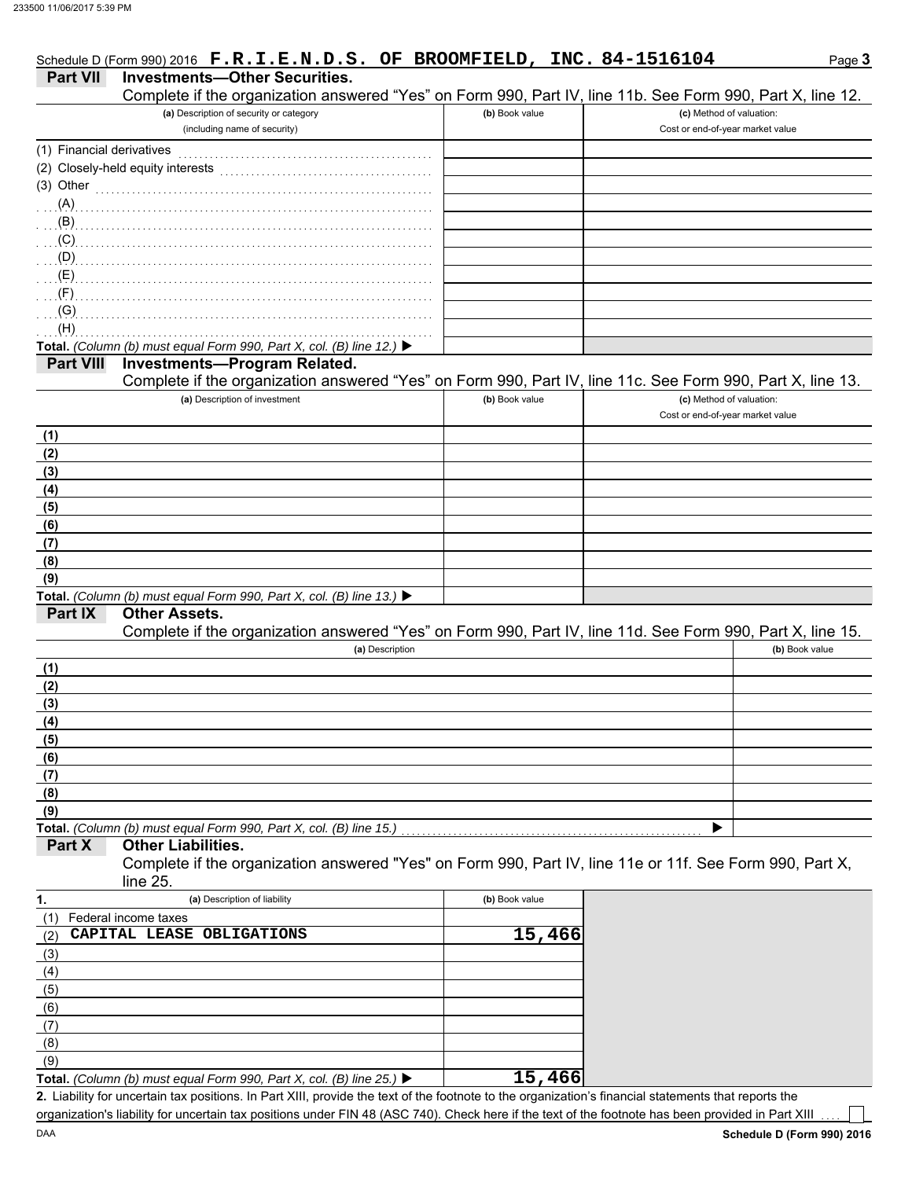Schedule D (Form 990) 2016 **F.R.I.E.N.D.S. OF BROOMFIELD, INC. 84-1516104**

## Part VII Investments—Other Securities.

Complete if the organization answered "Yes" on Form 990, Part IV, line 11b. See Form 990, Part X, line 12.

| (a) Description of security or category (including name of security) | (b) Book value | (c) Method of valuation: Cost or end-of-year market value |
|---|---|---|
| (1) Financial derivatives | | |
| (2) Closely-held equity interests | | |
| (3) Other | | |
| (A) | | |
| (B) | | |
| (C) | | |
| (D) | | |
| (E) | | |
| (F) | | |
| (G) | | |
| (H) | | |
| **Total.** *(Column (b) must equal Form 990, Part X, col. (B) line 12.)* ▶ | | |

## Part VIII Investments—Program Related.

Complete if the organization answered "Yes" on Form 990, Part IV, line 11c. See Form 990, Part X, line 13.

| (a) Description of investment | (b) Book value | (c) Method of valuation: Cost or end-of-year market value |
|---|---|---|
| (1) | | |
| (2) | | |
| (3) | | |
| (4) | | |
| (5) | | |
| (6) | | |
| (7) | | |
| (8) | | |
| (9) | | |
| **Total.** *(Column (b) must equal Form 990, Part X, col. (B) line 13.)* ▶ | | |

## Part IX Other Assets.

Complete if the organization answered "Yes" on Form 990, Part IV, line 11d. See Form 990, Part X, line 15.

| (a) Description | (b) Book value |
|---|---|
| (1) | |
| (2) | |
| (3) | |
| (4) | |
| (5) | |
| (6) | |
| (7) | |
| (8) | |
| (9) | |
| **Total.** *(Column (b) must equal Form 990, Part X, col. (B) line 15.)* ▶ | |

## Part X Other Liabilities.

Complete if the organization answered "Yes" on Form 990, Part IV, line 11e or 11f. See Form 990, Part X, line 25.

| 1. (a) Description of liability | (b) Book value |
|---|---|
| (1) Federal income taxes | |
| (2) CAPITAL LEASE OBLIGATIONS | 15,466 |
| (3) | |
| (4) | |
| (5) | |
| (6) | |
| (7) | |
| (8) | |
| (9) | |
| **Total.** *(Column (b) must equal Form 990, Part X, col. (B) line 25.)* ▶ | 15,466 |

**2.** Liability for uncertain tax positions. In Part XIII, provide the text of the footnote to the organization's financial statements that reports the organization's liability for uncertain tax positions under FIN 48 (ASC 740). Check here if the text of the footnote has been provided in Part XIII ☐

DAA **Schedule D (Form 990) 2016**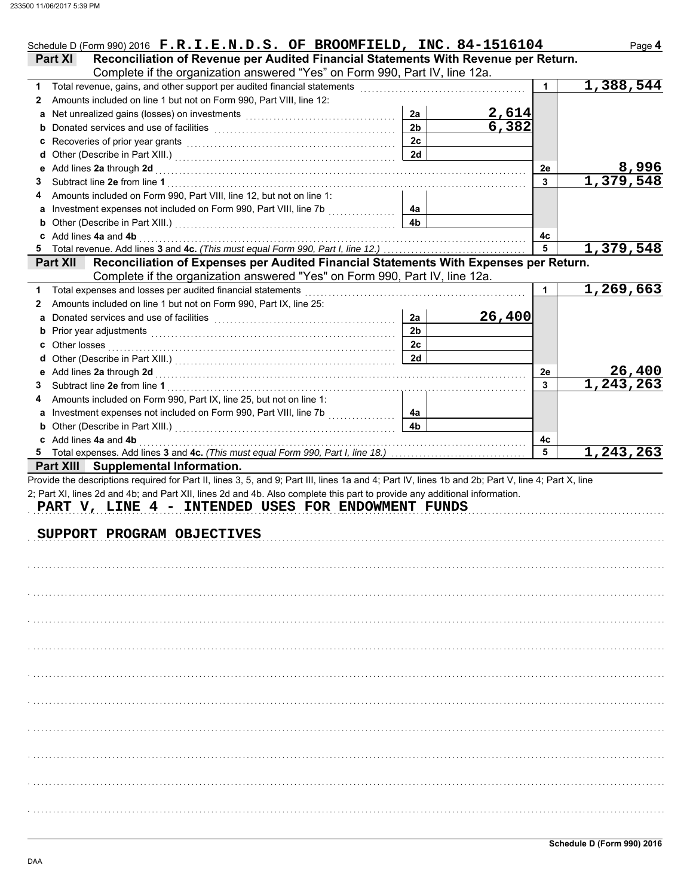Schedule D (Form 990) 2016 **F.R.I.E.N.D.S. OF BROOMFIELD, INC. 84-1516104** Page **4**

## Part XI — Reconciliation of Revenue per Audited Financial Statements With Revenue per Return.

Complete if the organization answered "Yes" on Form 990, Part IV, line 12a.

| | | | | | |
|---|---|---|---|---|---|
| **1** | Total revenue, gains, and other support per audited financial statements | | | 1 | 1,388,544 |
| **2** | Amounts included on line 1 but not on Form 990, Part VIII, line 12: | | | | |
| **a** | Net unrealized gains (losses) on investments | 2a | 2,614 | | |
| **b** | Donated services and use of facilities | 2b | 6,382 | | |
| **c** | Recoveries of prior year grants | 2c | | | |
| **d** | Other (Describe in Part XIII.) | 2d | | | |
| **e** | Add lines **2a** through **2d** | | | 2e | 8,996 |
| **3** | Subtract line **2e** from line **1** | | | 3 | 1,379,548 |
| **4** | Amounts included on Form 990, Part VIII, line 12, but not on line 1: | | | | |
| **a** | Investment expenses not included on Form 990, Part VIII, line 7b | 4a | | | |
| **b** | Other (Describe in Part XIII.) | 4b | | | |
| **c** | Add lines **4a** and **4b** | | | 4c | |
| **5** | Total revenue. Add lines **3** and **4c.** *(This must equal Form 990, Part I, line 12.)* | | | 5 | 1,379,548 |

## Part XII — Reconciliation of Expenses per Audited Financial Statements With Expenses per Return.

Complete if the organization answered "Yes" on Form 990, Part IV, line 12a.

| | | | | | |
|---|---|---|---|---|---|
| **1** | Total expenses and losses per audited financial statements | | | 1 | 1,269,663 |
| **2** | Amounts included on line 1 but not on Form 990, Part IX, line 25: | | | | |
| **a** | Donated services and use of facilities | 2a | 26,400 | | |
| **b** | Prior year adjustments | 2b | | | |
| **c** | Other losses | 2c | | | |
| **d** | Other (Describe in Part XIII.) | 2d | | | |
| **e** | Add lines **2a** through **2d** | | | 2e | 26,400 |
| **3** | Subtract line **2e** from line **1** | | | 3 | 1,243,263 |
| **4** | Amounts included on Form 990, Part IX, line 25, but not on line 1: | | | | |
| **a** | Investment expenses not included on Form 990, Part VIII, line 7b | 4a | | | |
| **b** | Other (Describe in Part XIII.) | 4b | | | |
| **c** | Add lines **4a** and **4b** | | | 4c | |
| **5** | Total expenses. Add lines **3** and **4c.** *(This must equal Form 990, Part I, line 18.)* | | | 5 | 1,243,263 |

## Part XIII — Supplemental Information.

Provide the descriptions required for Part II, lines 3, 5, and 9; Part III, lines 1a and 4; Part IV, lines 1b and 2b; Part V, line 4; Part X, line 2; Part XI, lines 2d and 4b; and Part XII, lines 2d and 4b. Also complete this part to provide any additional information.

PART V, LINE 4 - INTENDED USES FOR ENDOWMENT FUNDS

SUPPORT PROGRAM OBJECTIVES

**Schedule D (Form 990) 2016**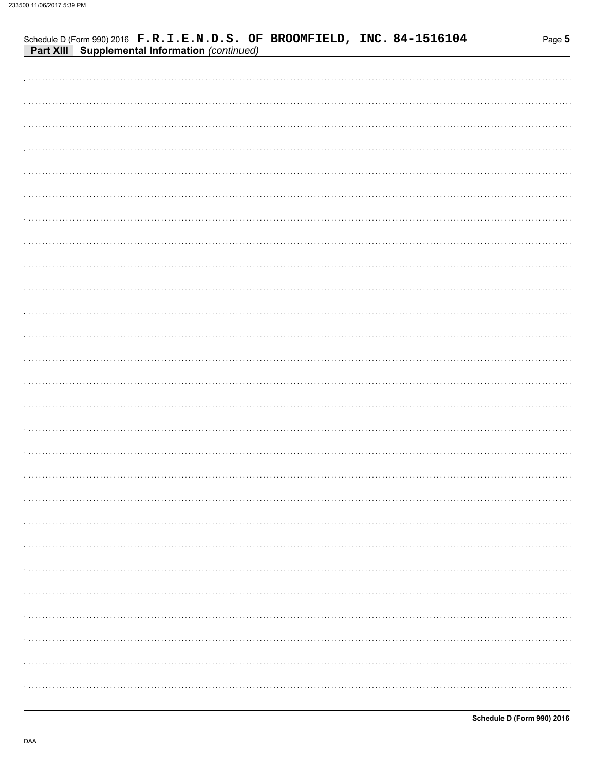Schedule D (Form 990) 2016 F.R.I.E.N.D.S. OF BROOMFIELD, INC. 84-1516104

**Part XIII Supplemental Information** *(continued)*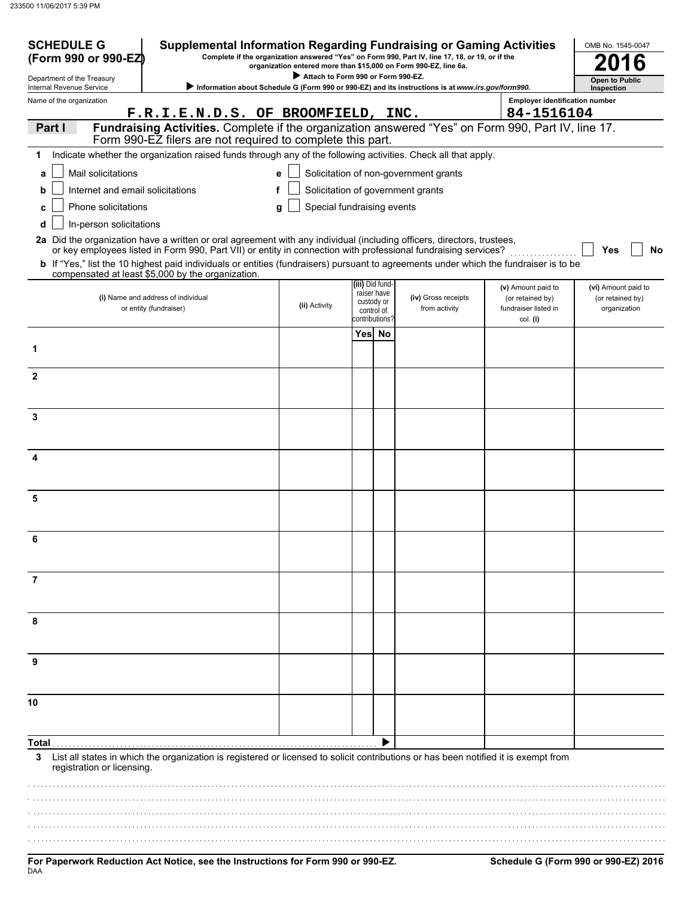233500 11/06/2017 5:39 PM

**SCHEDULE G (Form 990 or 990-EZ)**

Department of the Treasury
Internal Revenue Service

# Supplemental Information Regarding Fundraising or Gaming Activities

**Complete if the organization answered "Yes" on Form 990, Part IV, line 17, 18, or 19, or if the organization entered more than $15,000 on Form 990-EZ, line 6a.**

▶ Attach to Form 990 or Form 990-EZ.

▶ Information about Schedule G (Form 990 or 990-EZ) and its instructions is at *www.irs.gov/form990.*

OMB No. 1545-0047

**2016**

**Open to Public Inspection**

Name of the organization: F.R.I.E.N.D.S. OF BROOMFIELD, INC.

Employer identification number: 84-1516104

**Part I** **Fundraising Activities.** Complete if the organization answered "Yes" on Form 990, Part IV, line 17. Form 990-EZ filers are not required to complete this part.

**1** Indicate whether the organization raised funds through any of the following activities. Check all that apply.

- **a** ☐ Mail solicitations
- **b** ☐ Internet and email solicitations
- **c** ☐ Phone solicitations
- **d** ☐ In-person solicitations
- **e** ☐ Solicitation of non-government grants
- **f** ☐ Solicitation of government grants
- **g** ☐ Special fundraising events

**2a** Did the organization have a written or oral agreement with any individual (including officers, directors, trustees, or key employees listed in Form 990, Part VII) or entity in connection with professional fundraising services? ☐ Yes ☐ No

**b** If "Yes," list the 10 highest paid individuals or entities (fundraisers) pursuant to agreements under which the fundraiser is to be compensated at least $5,000 by the organization.

| | (i) Name and address of individual or entity (fundraiser) | (ii) Activity | (iii) Did fundraiser have custody or control of contributions? Yes | No | (iv) Gross receipts from activity | (v) Amount paid to (or retained by) fundraiser listed in col. (i) | (vi) Amount paid to (or retained by) organization |
|---|---|---|---|---|---|---|---|
| 1 | | | | | | | |
| 2 | | | | | | | |
| 3 | | | | | | | |
| 4 | | | | | | | |
| 5 | | | | | | | |
| 6 | | | | | | | |
| 7 | | | | | | | |
| 8 | | | | | | | |
| 9 | | | | | | | |
| 10 | | | | | | | |
| **Total** ▶ | | | | | | | |

**3** List all states in which the organization is registered or licensed to solicit contributions or has been notified it is exempt from registration or licensing.

**For Paperwork Reduction Act Notice, see the Instructions for Form 990 or 990-EZ.**

**Schedule G (Form 990 or 990-EZ) 2016**

DAA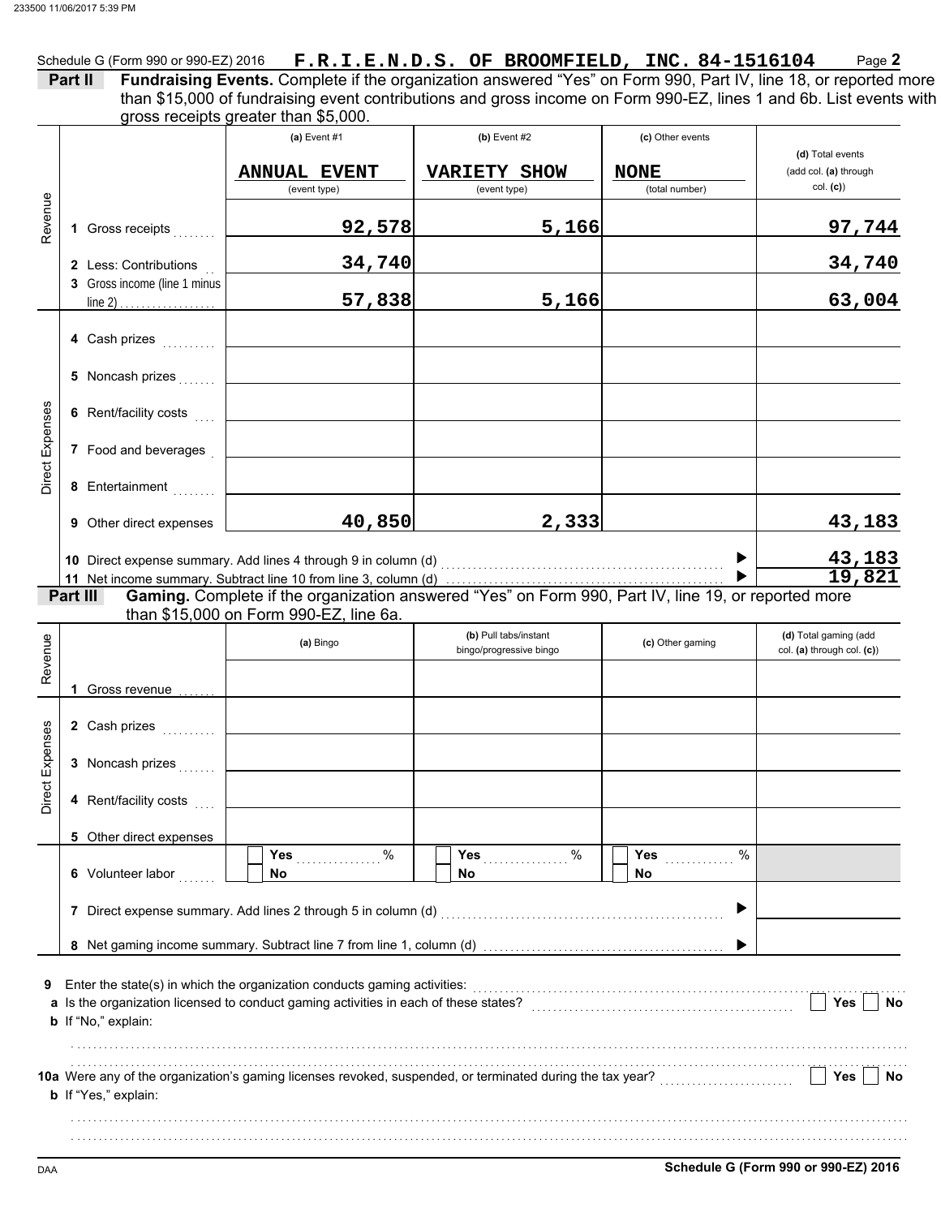Schedule G (Form 990 or 990-EZ) 2016 **F.R.I.E.N.D.S. OF BROOMFIELD, INC. 84-1516104** Page **2**

**Part II** **Fundraising Events.** Complete if the organization answered "Yes" on Form 990, Part IV, line 18, or reported more than $15,000 of fundraising event contributions and gross income on Form 990-EZ, lines 1 and 6b. List events with gross receipts greater than $5,000.

| | | (a) Event #1 | (b) Event #2 | (c) Other events | (d) Total events (add col. (a) through col. (c)) |
|---|---|---|---|---|---|
| | | ANNUAL EVENT (event type) | VARIETY SHOW (event type) | NONE (total number) | |
| Revenue | 1 Gross receipts | 92,578 | 5,166 | | 97,744 |
| | 2 Less: Contributions | 34,740 | | | 34,740 |
| | 3 Gross income (line 1 minus line 2) | 57,838 | 5,166 | | 63,004 |
| Direct Expenses | 4 Cash prizes | | | | |
| | 5 Noncash prizes | | | | |
| | 6 Rent/facility costs | | | | |
| | 7 Food and beverages | | | | |
| | 8 Entertainment | | | | |
| | 9 Other direct expenses | 40,850 | 2,333 | | 43,183 |
| | 10 Direct expense summary. Add lines 4 through 9 in column (d) | | | | 43,183 |
| | 11 Net income summary. Subtract line 10 from line 3, column (d) | | | | 19,821 |

**Part III** **Gaming.** Complete if the organization answered "Yes" on Form 990, Part IV, line 19, or reported more than $15,000 on Form 990-EZ, line 6a.

| | | (a) Bingo | (b) Pull tabs/instant bingo/progressive bingo | (c) Other gaming | (d) Total gaming (add col. (a) through col. (c)) |
|---|---|---|---|---|---|
| Revenue | 1 Gross revenue | | | | |
| Direct Expenses | 2 Cash prizes | | | | |
| | 3 Noncash prizes | | | | |
| | 4 Rent/facility costs | | | | |
| | 5 Other direct expenses | | | | |
| | 6 Volunteer labor | Yes ___ % No | Yes ___ % No | Yes ___ % No | |
| | 7 Direct expense summary. Add lines 2 through 5 in column (d) | | | | |
| | 8 Net gaming income summary. Subtract line 7 from line 1, column (d) | | | | |

**9** Enter the state(s) in which the organization conducts gaming activities:

**a** Is the organization licensed to conduct gaming activities in each of these states? ☐ Yes ☐ No

**b** If "No," explain:

**10a** Were any of the organization's gaming licenses revoked, suspended, or terminated during the tax year? ☐ Yes ☐ No

**b** If "Yes," explain:

DAA **Schedule G (Form 990 or 990-EZ) 2016**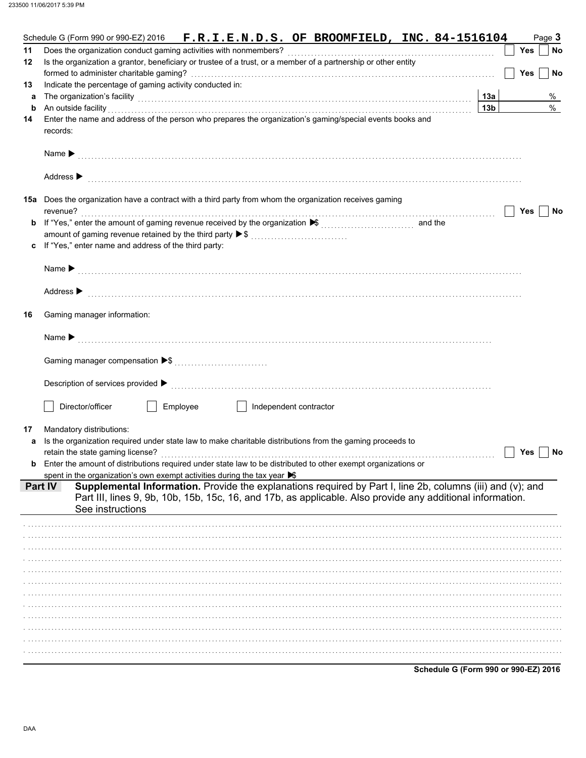Schedule G (Form 990 or 990-EZ) 2016 **F.R.I.E.N.D.S. OF BROOMFIELD, INC. 84-1516104** Page **3**

**11** Does the organization conduct gaming activities with nonmembers? ☐ Yes ☐ No

**12** Is the organization a grantor, beneficiary or trustee of a trust, or a member of a partnership or other entity formed to administer charitable gaming? ☐ Yes ☐ No

**13** Indicate the percentage of gaming activity conducted in:

**a** The organization's facility **13a** %

**b** An outside facility **13b** %

**14** Enter the name and address of the person who prepares the organization's gaming/special events books and records:

Name ▶

Address ▶

**15a** Does the organization have a contract with a third party from whom the organization receives gaming revenue? ☐ Yes ☐ No

**b** If "Yes," enter the amount of gaming revenue received by the organization ▶$ and the amount of gaming revenue retained by the third party ▶$

**c** If "Yes," enter name and address of the third party:

Name ▶

Address ▶

**16** Gaming manager information:

Name ▶

Gaming manager compensation ▶$

Description of services provided ▶

☐ Director/officer ☐ Employee ☐ Independent contractor

**17** Mandatory distributions:

**a** Is the organization required under state law to make charitable distributions from the gaming proceeds to retain the state gaming license? ☐ Yes ☐ No

**b** Enter the amount of distributions required under state law to be distributed to other exempt organizations or spent in the organization's own exempt activities during the tax year ▶$

**Part IV** **Supplemental Information.** Provide the explanations required by Part I, line 2b, columns (iii) and (v); and Part III, lines 9, 9b, 10b, 15b, 15c, 16, and 17b, as applicable. Also provide any additional information. See instructions

**Schedule G (Form 990 or 990-EZ) 2016**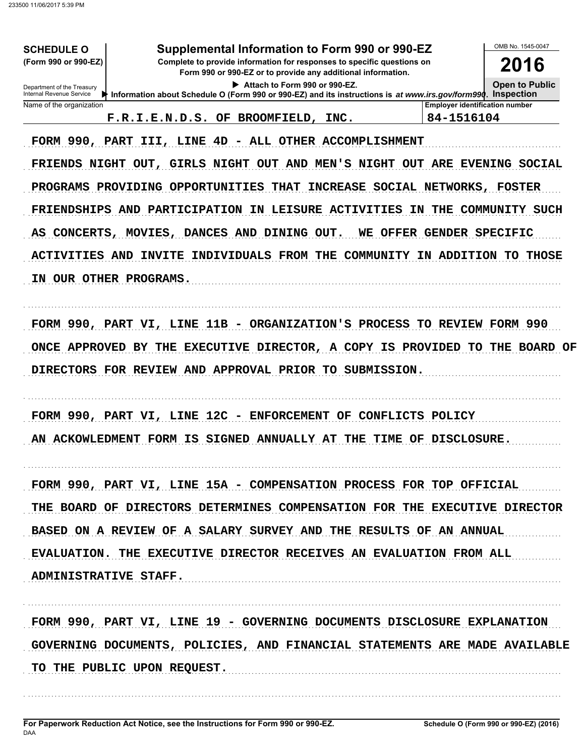**SCHEDULE O** (Form 990 or 990-EZ)

Department of the Treasury
Internal Revenue Service

# Supplemental Information to Form 990 or 990-EZ

**Complete to provide information for responses to specific questions on Form 990 or 990-EZ or to provide any additional information.**

▶ Attach to Form 990 or 990-EZ.

▶ Information about Schedule O (Form 990 or 990-EZ) and its instructions is *at www.irs.gov/form990*.

OMB No. 1545-0047

**2016**

**Open to Public Inspection**

| Name of the organization | Employer identification number |
|---|---|
| F.R.I.E.N.D.S. OF BROOMFIELD, INC. | 84-1516104 |

FORM 990, PART III, LINE 4D - ALL OTHER ACCOMPLISHMENT

FRIENDS NIGHT OUT, GIRLS NIGHT OUT AND MEN'S NIGHT OUT ARE EVENING SOCIAL PROGRAMS PROVIDING OPPORTUNITIES THAT INCREASE SOCIAL NETWORKS, FOSTER FRIENDSHIPS AND PARTICIPATION IN LEISURE ACTIVITIES IN THE COMMUNITY SUCH AS CONCERTS, MOVIES, DANCES AND DINING OUT. WE OFFER GENDER SPECIFIC ACTIVITIES AND INVITE INDIVIDUALS FROM THE COMMUNITY IN ADDITION TO THOSE IN OUR OTHER PROGRAMS.

FORM 990, PART VI, LINE 11B - ORGANIZATION'S PROCESS TO REVIEW FORM 990

ONCE APPROVED BY THE EXECUTIVE DIRECTOR, A COPY IS PROVIDED TO THE BOARD OF DIRECTORS FOR REVIEW AND APPROVAL PRIOR TO SUBMISSION.

FORM 990, PART VI, LINE 12C - ENFORCEMENT OF CONFLICTS POLICY

AN ACKOWLEDMENT FORM IS SIGNED ANNUALLY AT THE TIME OF DISCLOSURE.

FORM 990, PART VI, LINE 15A - COMPENSATION PROCESS FOR TOP OFFICIAL

THE BOARD OF DIRECTORS DETERMINES COMPENSATION FOR THE EXECUTIVE DIRECTOR BASED ON A REVIEW OF A SALARY SURVEY AND THE RESULTS OF AN ANNUAL EVALUATION. THE EXECUTIVE DIRECTOR RECEIVES AN EVALUATION FROM ALL ADMINISTRATIVE STAFF.

FORM 990, PART VI, LINE 19 - GOVERNING DOCUMENTS DISCLOSURE EXPLANATION

GOVERNING DOCUMENTS, POLICIES, AND FINANCIAL STATEMENTS ARE MADE AVAILABLE TO THE PUBLIC UPON REQUEST.

**For Paperwork Reduction Act Notice, see the Instructions for Form 990 or 990-EZ.**

**Schedule O (Form 990 or 990-EZ) (2016)**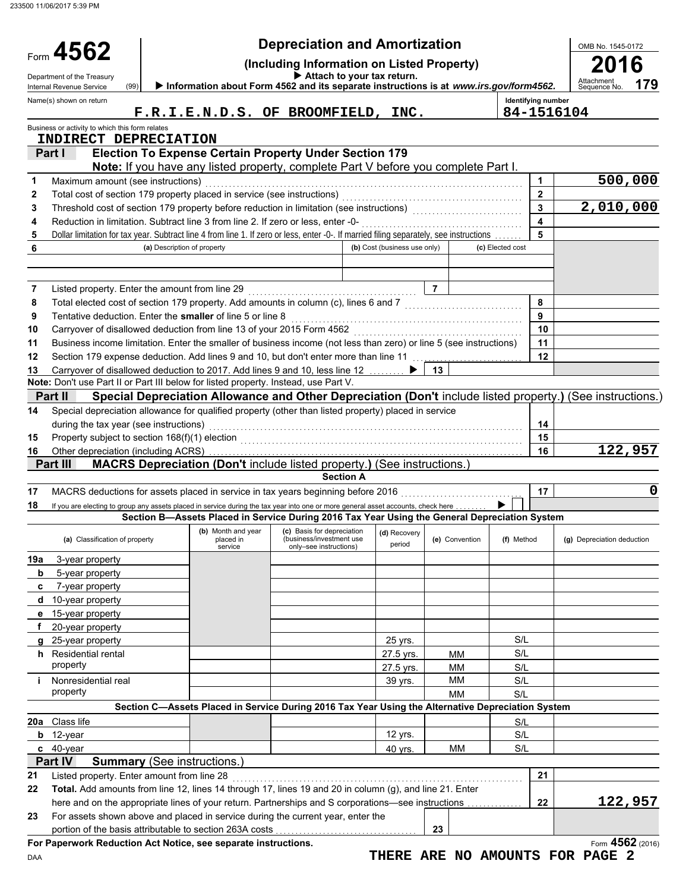# Form 4562

**Depreciation and Amortization**
**(Including Information on Listed Property)**

▶ Attach to your tax return.
▶ Information about Form 4562 and its separate instructions is at *www.irs.gov/form4562.*

Department of the Treasury
Internal Revenue Service (99)

OMB No. 1545-0172
**2016**
Attachment Sequence No. **179**

Name(s) shown on return: **F.R.I.E.N.D.S. OF BROOMFIELD, INC.**
Identifying number: **84-1516104**

Business or activity to which this form relates: **INDIRECT DEPRECIATION**

## Part I — Election To Expense Certain Property Under Section 179

**Note:** If you have any listed property, complete Part V before you complete Part I.

| Line | Description | Box | Amount |
|---|---|---|---|
| 1 | Maximum amount (see instructions) | 1 | 500,000 |
| 2 | Total cost of section 179 property placed in service (see instructions) | 2 | |
| 3 | Threshold cost of section 179 property before reduction in limitation (see instructions) | 3 | 2,010,000 |
| 4 | Reduction in limitation. Subtract line 3 from line 2. If zero or less, enter -0- | 4 | |
| 5 | Dollar limitation for tax year. Subtract line 4 from line 1. If zero or less, enter -0-. If married filing separately, see instructions | 5 | |

| 6 | (a) Description of property | (b) Cost (business use only) | (c) Elected cost |
|---|---|---|---|
| | | | |
| | | | |

| Line | Description | Box | Amount |
|---|---|---|---|
| 7 | Listed property. Enter the amount from line 29 | 7 | |
| 8 | Total elected cost of section 179 property. Add amounts in column (c), lines 6 and 7 | 8 | |
| 9 | Tentative deduction. Enter the **smaller** of line 5 or line 8 | 9 | |
| 10 | Carryover of disallowed deduction from line 13 of your 2015 Form 4562 | 10 | |
| 11 | Business income limitation. Enter the smaller of business income (not less than zero) or line 5 (see instructions) | 11 | |
| 12 | Section 179 expense deduction. Add lines 9 and 10, but don't enter more than line 11 | 12 | |
| 13 | Carryover of disallowed deduction to 2017. Add lines 9 and 10, less line 12 ▶ | 13 | |

**Note:** Don't use Part II or Part III below for listed property. Instead, use Part V.

## Part II — Special Depreciation Allowance and Other Depreciation (Don't include listed property.) (See instructions.)

| Line | Description | Box | Amount |
|---|---|---|---|
| 14 | Special depreciation allowance for qualified property (other than listed property) placed in service during the tax year (see instructions) | 14 | |
| 15 | Property subject to section 168(f)(1) election | 15 | |
| 16 | Other depreciation (including ACRS) | 16 | 122,957 |

## Part III — MACRS Depreciation (Don't include listed property.) (See instructions.)

### Section A

| Line | Description | Box | Amount |
|---|---|---|---|
| 17 | MACRS deductions for assets placed in service in tax years beginning before 2016 | 17 | 0 |
| 18 | If you are electing to group any assets placed in service during the tax year into one or more general asset accounts, check here ▶ ☐ | | |

### Section B—Assets Placed in Service During 2016 Tax Year Using the General Depreciation System

| (a) Classification of property | (b) Month and year placed in service | (c) Basis for depreciation (business/investment use only–see instructions) | (d) Recovery period | (e) Convention | (f) Method | (g) Depreciation deduction |
|---|---|---|---|---|---|---|
| 19a 3-year property | | | | | | |
| b 5-year property | | | | | | |
| c 7-year property | | | | | | |
| d 10-year property | | | | | | |
| e 15-year property | | | | | | |
| f 20-year property | | | | | | |
| g 25-year property | | | 25 yrs. | | S/L | |
| h Residential rental property | | | 27.5 yrs. | MM | S/L | |
| | | | 27.5 yrs. | MM | S/L | |
| i Nonresidential real property | | | 39 yrs. | MM | S/L | |
| | | | | MM | S/L | |

### Section C—Assets Placed in Service During 2016 Tax Year Using the Alternative Depreciation System

| (a) Classification of property | (b) Month and year placed in service | (c) Basis for depreciation | (d) Recovery period | (e) Convention | (f) Method | (g) Depreciation deduction |
|---|---|---|---|---|---|---|
| 20a Class life | | | | | S/L | |
| b 12-year | | | 12 yrs. | | S/L | |
| c 40-year | | | 40 yrs. | MM | S/L | |

## Part IV — Summary (See instructions.)

| Line | Description | Box | Amount |
|---|---|---|---|
| 21 | Listed property. Enter amount from line 28 | 21 | |
| 22 | **Total.** Add amounts from line 12, lines 14 through 17, lines 19 and 20 in column (g), and line 21. Enter here and on the appropriate lines of your return. Partnerships and S corporations—see instructions | 22 | 122,957 |
| 23 | For assets shown above and placed in service during the current year, enter the portion of the basis attributable to section 263A costs | 23 | |

**For Paperwork Reduction Act Notice, see separate instructions.**

DAA

Form **4562** (2016)

**THERE ARE NO AMOUNTS FOR PAGE 2**